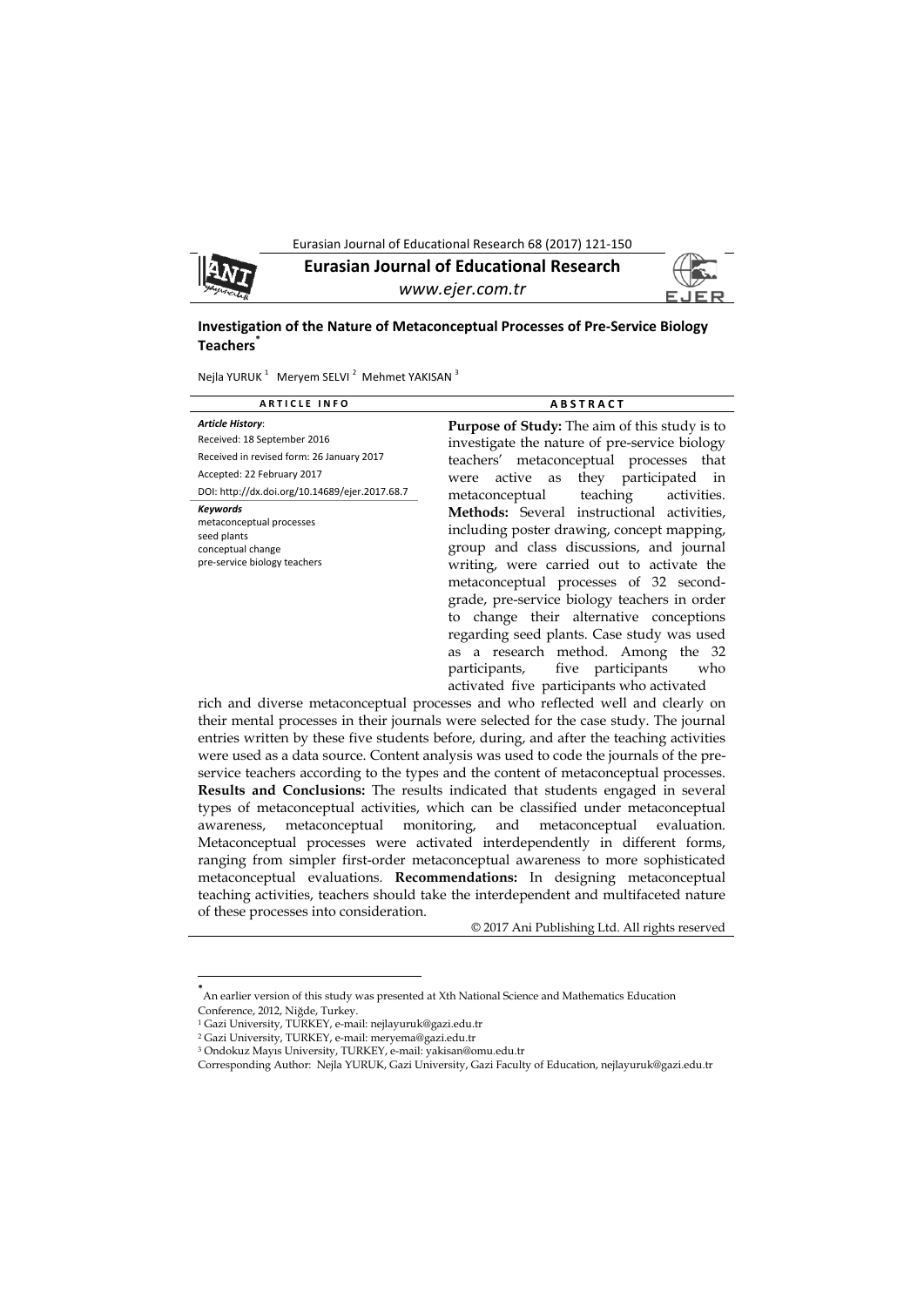**Eurasian Journal of Educational Research**

*www.ejer.com.tr*

# Investigation of the Nature of Metaconceptual Processes of Pre-Service Biology Teachers*

Nejla YURUK [1] Meryem SELVI [2] Mehmet YAKISAN [3]

| ARTICLE INFO | ABSTRACT |
|---|---|
| ***Article History***:<br>Received: 18 September 2016<br>Received in revised form: 26 January 2017<br>Accepted: 22 February 2017<br>DOI: http://dx.doi.org/10.14689/ejer.2017.68.7<br>***Keywords***<br>metaconceptual processes<br>seed plants<br>conceptual change<br>pre-service biology teachers | **Purpose of Study:** The aim of this study is to investigate the nature of pre-service biology teachers' metaconceptual processes that were active as they participated in metaconceptual teaching activities. **Methods:** Several instructional activities, including poster drawing, concept mapping, group and class discussions, and journal writing, were carried out to activate the metaconceptual processes of 32 second-grade, pre-service biology teachers in order to change their alternative conceptions regarding seed plants. Case study was used as a research method. Among the 32 participants, five participants who activated five participants who activated |

rich and diverse metaconceptual processes and who reflected well and clearly on their mental processes in their journals were selected for the case study. The journal entries written by these five students before, during, and after the teaching activities were used as a data source. Content analysis was used to code the journals of the pre-service teachers according to the types and the content of metaconceptual processes. **Results and Conclusions:** The results indicated that students engaged in several types of metaconceptual activities, which can be classified under metaconceptual awareness, metaconceptual monitoring, and metaconceptual evaluation. Metaconceptual processes were activated interdependently in different forms, ranging from simpler first-order metaconceptual awareness to more sophisticated metaconceptual evaluations. **Recommendations:** In designing metaconceptual teaching activities, teachers should take the interdependent and multifaceted nature of these processes into consideration.

© 2017 Ani Publishing Ltd. All rights reserved

---

* An earlier version of this study was presented at Xth National Science and Mathematics Education Conference, 2012, Niğde, Turkey.

[1] Gazi University, TURKEY, e-mail: nejlayuruk@gazi.edu.tr

[2] Gazi University, TURKEY, e-mail: meryema@gazi.edu.tr

[3] Ondokuz Mayıs University, TURKEY, e-mail: yakisan@omu.edu.tr

Corresponding Author: Nejla YURUK, Gazi University, Gazi Faculty of Education, nejlayuruk@gazi.edu.tr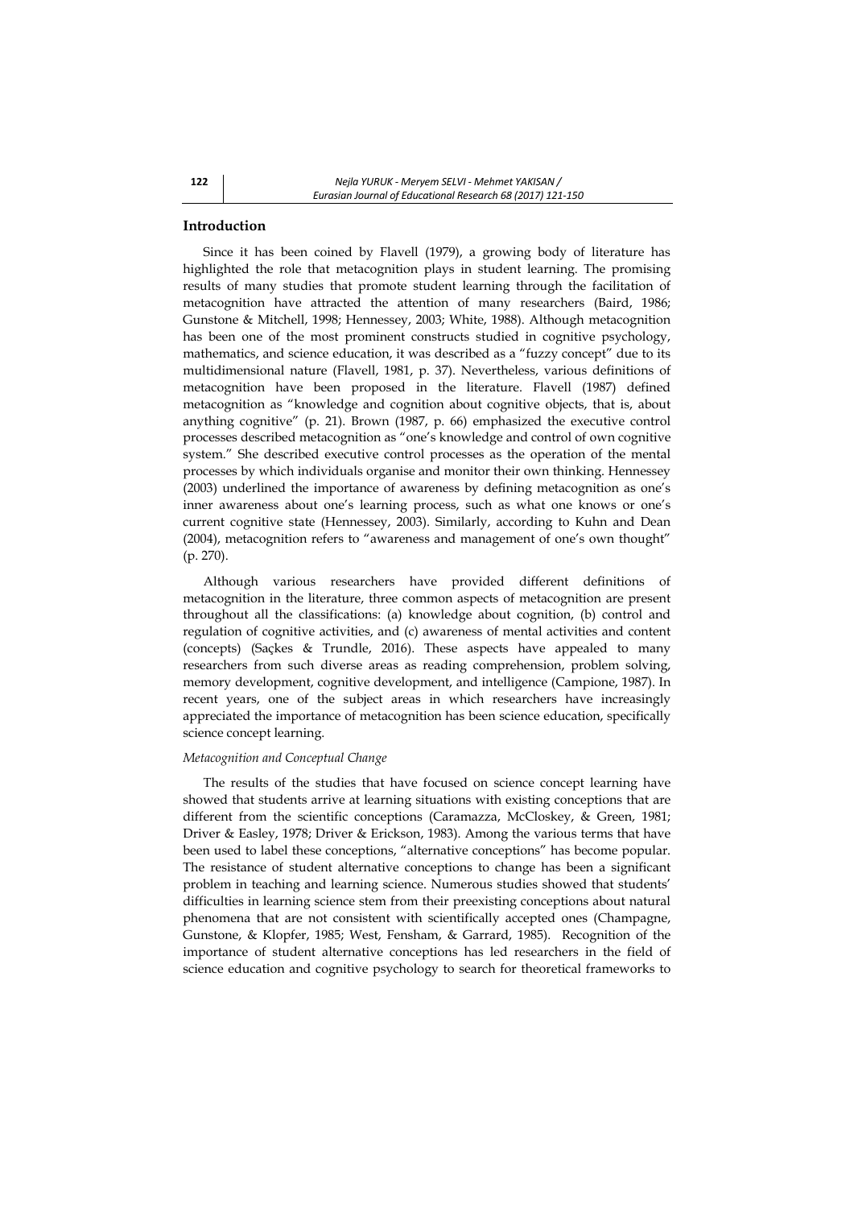## Introduction

Since it has been coined by Flavell (1979), a growing body of literature has highlighted the role that metacognition plays in student learning. The promising results of many studies that promote student learning through the facilitation of metacognition have attracted the attention of many researchers (Baird, 1986; Gunstone & Mitchell, 1998; Hennessey, 2003; White, 1988). Although metacognition has been one of the most prominent constructs studied in cognitive psychology, mathematics, and science education, it was described as a "fuzzy concept" due to its multidimensional nature (Flavell, 1981, p. 37). Nevertheless, various definitions of metacognition have been proposed in the literature. Flavell (1987) defined metacognition as "knowledge and cognition about cognitive objects, that is, about anything cognitive" (p. 21). Brown (1987, p. 66) emphasized the executive control processes described metacognition as "one's knowledge and control of own cognitive system." She described executive control processes as the operation of the mental processes by which individuals organise and monitor their own thinking. Hennessey (2003) underlined the importance of awareness by defining metacognition as one's inner awareness about one's learning process, such as what one knows or one's current cognitive state (Hennessey, 2003). Similarly, according to Kuhn and Dean (2004), metacognition refers to "awareness and management of one's own thought" (p. 270).

Although various researchers have provided different definitions of metacognition in the literature, three common aspects of metacognition are present throughout all the classifications: (a) knowledge about cognition, (b) control and regulation of cognitive activities, and (c) awareness of mental activities and content (concepts) (Saçkes & Trundle, 2016). These aspects have appealed to many researchers from such diverse areas as reading comprehension, problem solving, memory development, cognitive development, and intelligence (Campione, 1987). In recent years, one of the subject areas in which researchers have increasingly appreciated the importance of metacognition has been science education, specifically science concept learning.

### *Metacognition and Conceptual Change*

The results of the studies that have focused on science concept learning have showed that students arrive at learning situations with existing conceptions that are different from the scientific conceptions (Caramazza, McCloskey, & Green, 1981; Driver & Easley, 1978; Driver & Erickson, 1983). Among the various terms that have been used to label these conceptions, "alternative conceptions" has become popular. The resistance of student alternative conceptions to change has been a significant problem in teaching and learning science. Numerous studies showed that students' difficulties in learning science stem from their preexisting conceptions about natural phenomena that are not consistent with scientifically accepted ones (Champagne, Gunstone, & Klopfer, 1985; West, Fensham, & Garrard, 1985). Recognition of the importance of student alternative conceptions has led researchers in the field of science education and cognitive psychology to search for theoretical frameworks to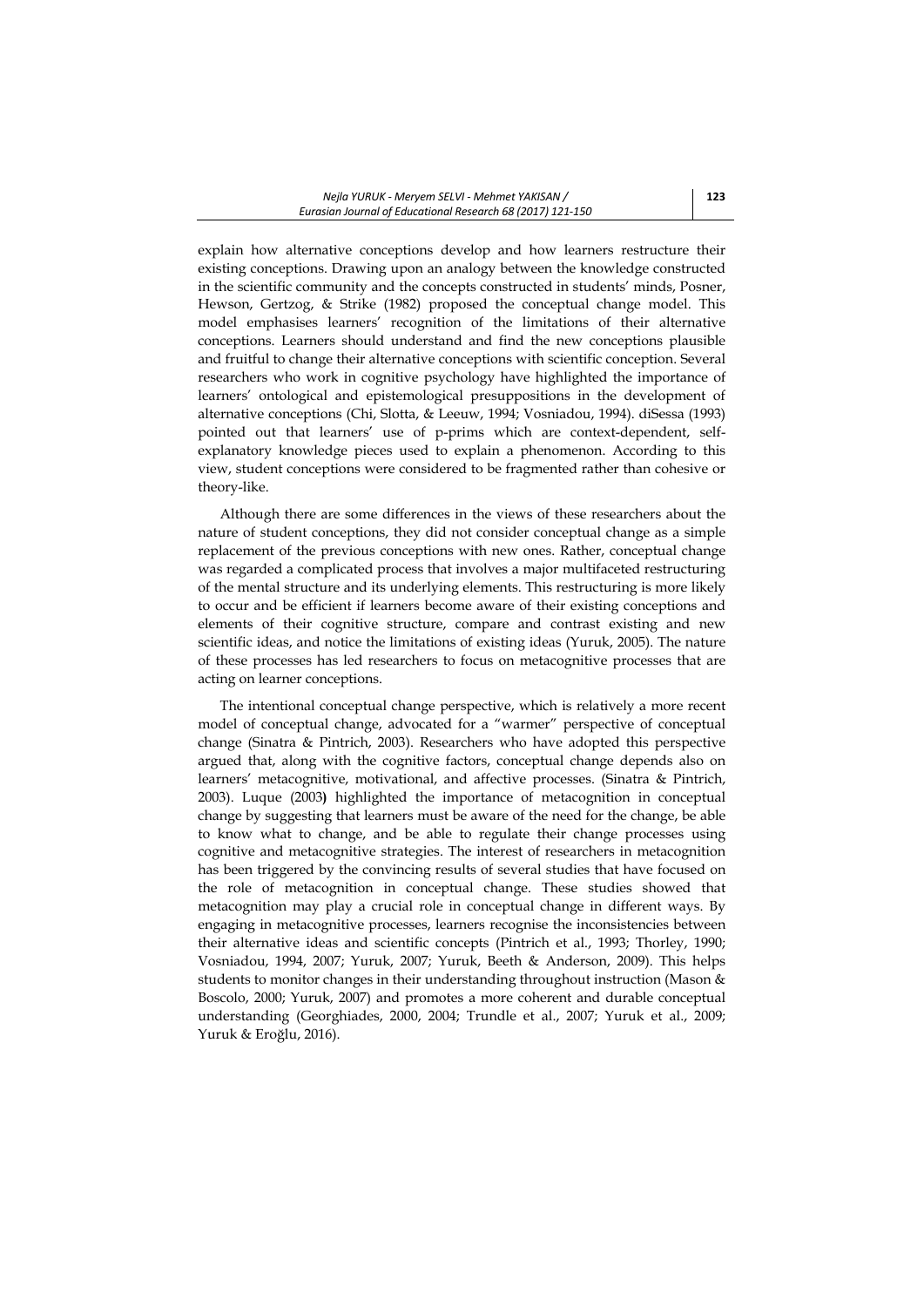explain how alternative conceptions develop and how learners restructure their existing conceptions. Drawing upon an analogy between the knowledge constructed in the scientific community and the concepts constructed in students' minds, Posner, Hewson, Gertzog, & Strike (1982) proposed the conceptual change model. This model emphasises learners' recognition of the limitations of their alternative conceptions. Learners should understand and find the new conceptions plausible and fruitful to change their alternative conceptions with scientific conception. Several researchers who work in cognitive psychology have highlighted the importance of learners' ontological and epistemological presuppositions in the development of alternative conceptions (Chi, Slotta, & Leeuw, 1994; Vosniadou, 1994). diSessa (1993) pointed out that learners' use of p-prims which are context-dependent, self-explanatory knowledge pieces used to explain a phenomenon. According to this view, student conceptions were considered to be fragmented rather than cohesive or theory-like.

Although there are some differences in the views of these researchers about the nature of student conceptions, they did not consider conceptual change as a simple replacement of the previous conceptions with new ones. Rather, conceptual change was regarded a complicated process that involves a major multifaceted restructuring of the mental structure and its underlying elements. This restructuring is more likely to occur and be efficient if learners become aware of their existing conceptions and elements of their cognitive structure, compare and contrast existing and new scientific ideas, and notice the limitations of existing ideas (Yuruk, 2005). The nature of these processes has led researchers to focus on metacognitive processes that are acting on learner conceptions.

The intentional conceptual change perspective, which is relatively a more recent model of conceptual change, advocated for a "warmer" perspective of conceptual change (Sinatra & Pintrich, 2003). Researchers who have adopted this perspective argued that, along with the cognitive factors, conceptual change depends also on learners' metacognitive, motivational, and affective processes. (Sinatra & Pintrich, 2003). Luque (2003**)** highlighted the importance of metacognition in conceptual change by suggesting that learners must be aware of the need for the change, be able to know what to change, and be able to regulate their change processes using cognitive and metacognitive strategies. The interest of researchers in metacognition has been triggered by the convincing results of several studies that have focused on the role of metacognition in conceptual change. These studies showed that metacognition may play a crucial role in conceptual change in different ways. By engaging in metacognitive processes, learners recognise the inconsistencies between their alternative ideas and scientific concepts (Pintrich et al., 1993; Thorley, 1990; Vosniadou, 1994, 2007; Yuruk, 2007; Yuruk, Beeth & Anderson, 2009). This helps students to monitor changes in their understanding throughout instruction (Mason & Boscolo, 2000; Yuruk, 2007) and promotes a more coherent and durable conceptual understanding (Georghiades, 2000, 2004; Trundle et al., 2007; Yuruk et al., 2009; Yuruk & Eroğlu, 2016).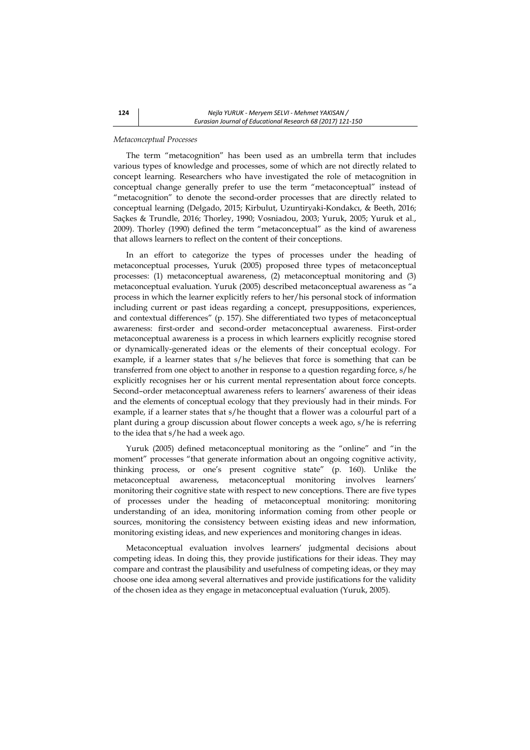*Metaconceptual Processes*

The term "metacognition" has been used as an umbrella term that includes various types of knowledge and processes, some of which are not directly related to concept learning. Researchers who have investigated the role of metacognition in conceptual change generally prefer to use the term "metaconceptual" instead of "metacognition" to denote the second-order processes that are directly related to conceptual learning (Delgado, 2015; Kirbulut, Uzuntiryaki-Kondakcı, & Beeth, 2016; Saçkes & Trundle, 2016; Thorley, 1990; Vosniadou, 2003; Yuruk, 2005; Yuruk et al., 2009). Thorley (1990) defined the term "metaconceptual" as the kind of awareness that allows learners to reflect on the content of their conceptions.

In an effort to categorize the types of processes under the heading of metaconceptual processes, Yuruk (2005) proposed three types of metaconceptual processes: (1) metaconceptual awareness, (2) metaconceptual monitoring and (3) metaconceptual evaluation. Yuruk (2005) described metaconceptual awareness as "a process in which the learner explicitly refers to her/his personal stock of information including current or past ideas regarding a concept, presuppositions, experiences, and contextual differences" (p. 157). She differentiated two types of metaconceptual awareness: first-order and second-order metaconceptual awareness. First-order metaconceptual awareness is a process in which learners explicitly recognise stored or dynamically-generated ideas or the elements of their conceptual ecology. For example, if a learner states that s/he believes that force is something that can be transferred from one object to another in response to a question regarding force, s/he explicitly recognises her or his current mental representation about force concepts. Second–order metaconceptual awareness refers to learners' awareness of their ideas and the elements of conceptual ecology that they previously had in their minds. For example, if a learner states that s/he thought that a flower was a colourful part of a plant during a group discussion about flower concepts a week ago, s/he is referring to the idea that s/he had a week ago.

Yuruk (2005) defined metaconceptual monitoring as the "online" and "in the moment" processes "that generate information about an ongoing cognitive activity, thinking process, or one's present cognitive state" (p. 160). Unlike the metaconceptual awareness, metaconceptual monitoring involves learners' monitoring their cognitive state with respect to new conceptions. There are five types of processes under the heading of metaconceptual monitoring: monitoring understanding of an idea, monitoring information coming from other people or sources, monitoring the consistency between existing ideas and new information, monitoring existing ideas, and new experiences and monitoring changes in ideas.

Metaconceptual evaluation involves learners' judgmental decisions about competing ideas. In doing this, they provide justifications for their ideas. They may compare and contrast the plausibility and usefulness of competing ideas, or they may choose one idea among several alternatives and provide justifications for the validity of the chosen idea as they engage in metaconceptual evaluation (Yuruk, 2005).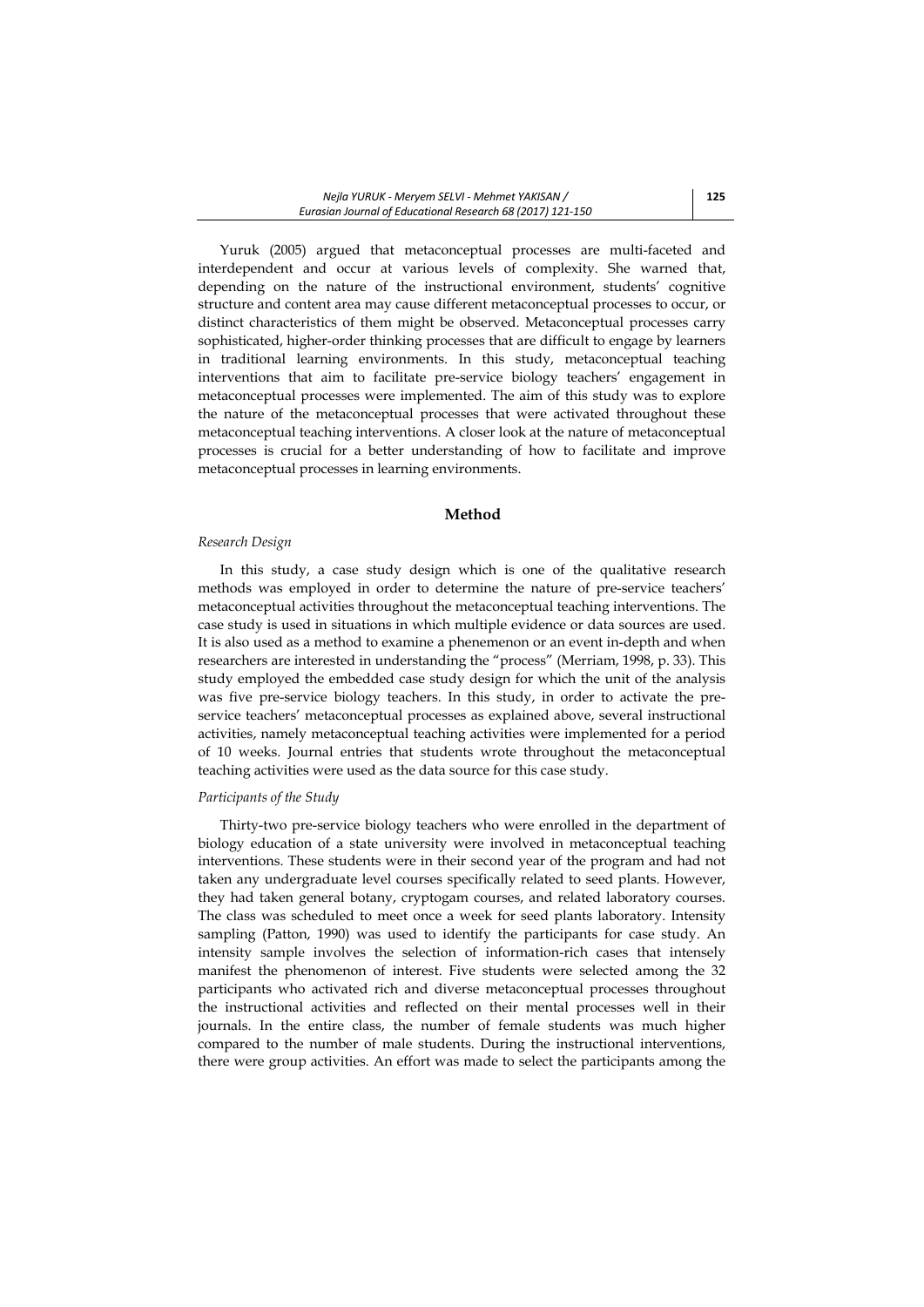Yuruk (2005) argued that metaconceptual processes are multi-faceted and interdependent and occur at various levels of complexity. She warned that, depending on the nature of the instructional environment, students' cognitive structure and content area may cause different metaconceptual processes to occur, or distinct characteristics of them might be observed. Metaconceptual processes carry sophisticated, higher-order thinking processes that are difficult to engage by learners in traditional learning environments. In this study, metaconceptual teaching interventions that aim to facilitate pre-service biology teachers' engagement in metaconceptual processes were implemented. The aim of this study was to explore the nature of the metaconceptual processes that were activated throughout these metaconceptual teaching interventions. A closer look at the nature of metaconceptual processes is crucial for a better understanding of how to facilitate and improve metaconceptual processes in learning environments.

## Method

### *Research Design*

In this study, a case study design which is one of the qualitative research methods was employed in order to determine the nature of pre-service teachers' metaconceptual activities throughout the metaconceptual teaching interventions. The case study is used in situations in which multiple evidence or data sources are used. It is also used as a method to examine a phenemenon or an event in-depth and when researchers are interested in understanding the "process" (Merriam, 1998, p. 33). This study employed the embedded case study design for which the unit of the analysis was five pre-service biology teachers. In this study, in order to activate the pre-service teachers' metaconceptual processes as explained above, several instructional activities, namely metaconceptual teaching activities were implemented for a period of 10 weeks. Journal entries that students wrote throughout the metaconceptual teaching activities were used as the data source for this case study.

### *Participants of the Study*

Thirty-two pre-service biology teachers who were enrolled in the department of biology education of a state university were involved in metaconceptual teaching interventions. These students were in their second year of the program and had not taken any undergraduate level courses specifically related to seed plants. However, they had taken general botany, cryptogam courses, and related laboratory courses. The class was scheduled to meet once a week for seed plants laboratory. Intensity sampling (Patton, 1990) was used to identify the participants for case study. An intensity sample involves the selection of information-rich cases that intensely manifest the phenomenon of interest. Five students were selected among the 32 participants who activated rich and diverse metaconceptual processes throughout the instructional activities and reflected on their mental processes well in their journals. In the entire class, the number of female students was much higher compared to the number of male students. During the instructional interventions, there were group activities. An effort was made to select the participants among the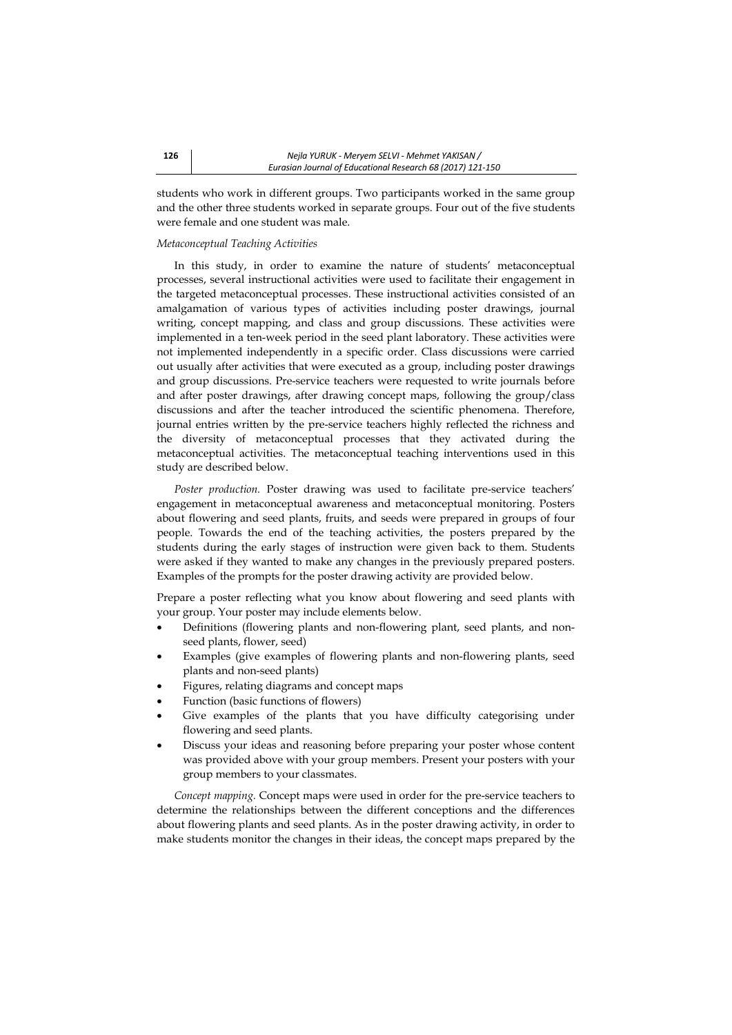students who work in different groups. Two participants worked in the same group and the other three students worked in separate groups. Four out of the five students were female and one student was male.

*Metaconceptual Teaching Activities*

In this study, in order to examine the nature of students' metaconceptual processes, several instructional activities were used to facilitate their engagement in the targeted metaconceptual processes. These instructional activities consisted of an amalgamation of various types of activities including poster drawings, journal writing, concept mapping, and class and group discussions. These activities were implemented in a ten-week period in the seed plant laboratory. These activities were not implemented independently in a specific order. Class discussions were carried out usually after activities that were executed as a group, including poster drawings and group discussions. Pre-service teachers were requested to write journals before and after poster drawings, after drawing concept maps, following the group/class discussions and after the teacher introduced the scientific phenomena. Therefore, journal entries written by the pre-service teachers highly reflected the richness and the diversity of metaconceptual processes that they activated during the metaconceptual activities. The metaconceptual teaching interventions used in this study are described below.

*Poster production.* Poster drawing was used to facilitate pre-service teachers' engagement in metaconceptual awareness and metaconceptual monitoring. Posters about flowering and seed plants, fruits, and seeds were prepared in groups of four people. Towards the end of the teaching activities, the posters prepared by the students during the early stages of instruction were given back to them. Students were asked if they wanted to make any changes in the previously prepared posters. Examples of the prompts for the poster drawing activity are provided below.

Prepare a poster reflecting what you know about flowering and seed plants with your group. Your poster may include elements below.

- Definitions (flowering plants and non-flowering plant, seed plants, and non-seed plants, flower, seed)
- Examples (give examples of flowering plants and non-flowering plants, seed plants and non-seed plants)
- Figures, relating diagrams and concept maps
- Function (basic functions of flowers)
- Give examples of the plants that you have difficulty categorising under flowering and seed plants.
- Discuss your ideas and reasoning before preparing your poster whose content was provided above with your group members. Present your posters with your group members to your classmates.

*Concept mapping.* Concept maps were used in order for the pre-service teachers to determine the relationships between the different conceptions and the differences about flowering plants and seed plants. As in the poster drawing activity, in order to make students monitor the changes in their ideas, the concept maps prepared by the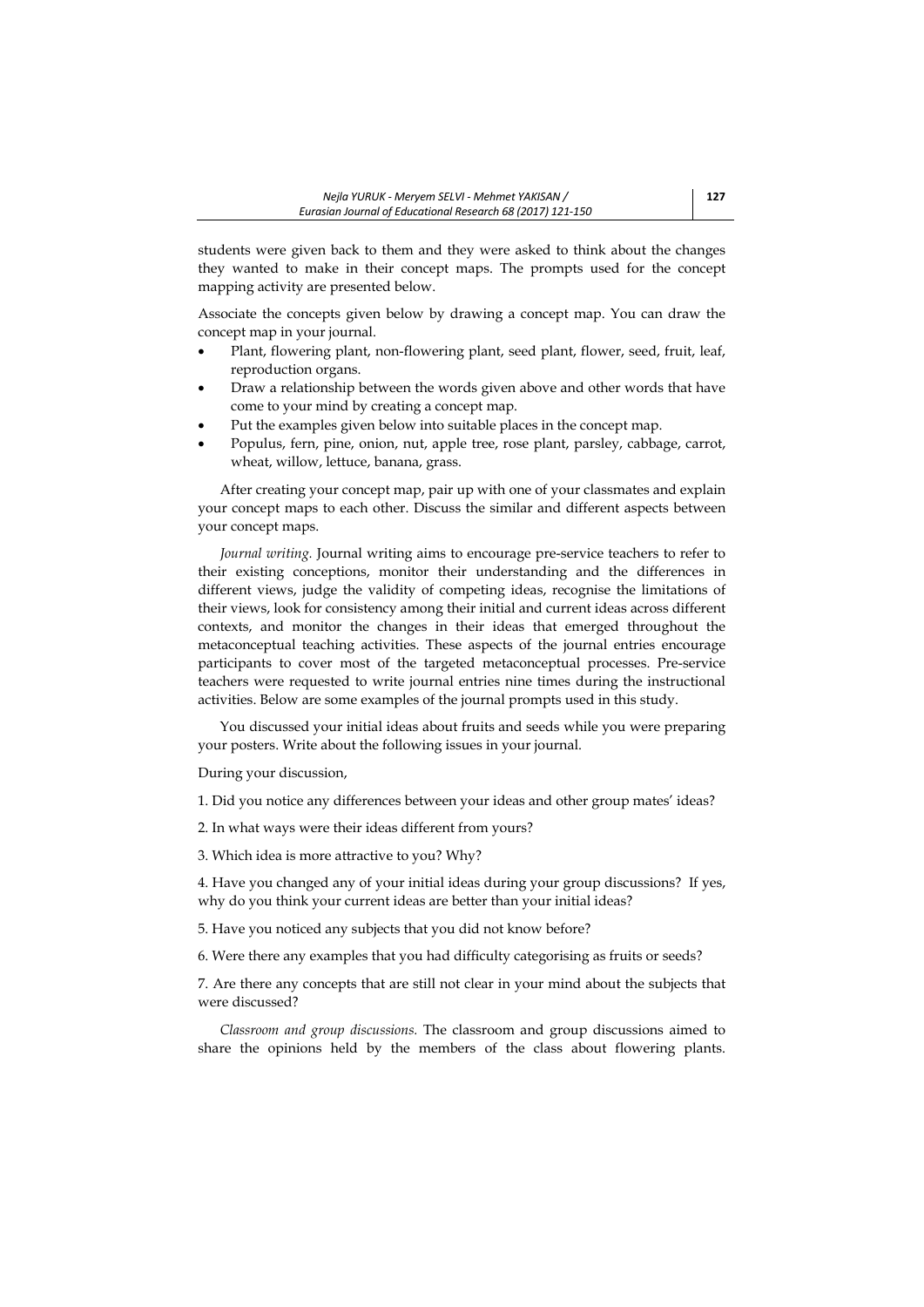students were given back to them and they were asked to think about the changes they wanted to make in their concept maps. The prompts used for the concept mapping activity are presented below.

Associate the concepts given below by drawing a concept map. You can draw the concept map in your journal.

- Plant, flowering plant, non-flowering plant, seed plant, flower, seed, fruit, leaf, reproduction organs.
- Draw a relationship between the words given above and other words that have come to your mind by creating a concept map.
- Put the examples given below into suitable places in the concept map.
- Populus, fern, pine, onion, nut, apple tree, rose plant, parsley, cabbage, carrot, wheat, willow, lettuce, banana, grass.

After creating your concept map, pair up with one of your classmates and explain your concept maps to each other. Discuss the similar and different aspects between your concept maps.

*Journal writing.* Journal writing aims to encourage pre-service teachers to refer to their existing conceptions, monitor their understanding and the differences in different views, judge the validity of competing ideas, recognise the limitations of their views, look for consistency among their initial and current ideas across different contexts, and monitor the changes in their ideas that emerged throughout the metaconceptual teaching activities. These aspects of the journal entries encourage participants to cover most of the targeted metaconceptual processes. Pre-service teachers were requested to write journal entries nine times during the instructional activities. Below are some examples of the journal prompts used in this study.

You discussed your initial ideas about fruits and seeds while you were preparing your posters. Write about the following issues in your journal.

During your discussion,

1. Did you notice any differences between your ideas and other group mates' ideas?

2. In what ways were their ideas different from yours?

3. Which idea is more attractive to you? Why?

4. Have you changed any of your initial ideas during your group discussions? If yes, why do you think your current ideas are better than your initial ideas?

5. Have you noticed any subjects that you did not know before?

6. Were there any examples that you had difficulty categorising as fruits or seeds?

7. Are there any concepts that are still not clear in your mind about the subjects that were discussed?

*Classroom and group discussions.* The classroom and group discussions aimed to share the opinions held by the members of the class about flowering plants.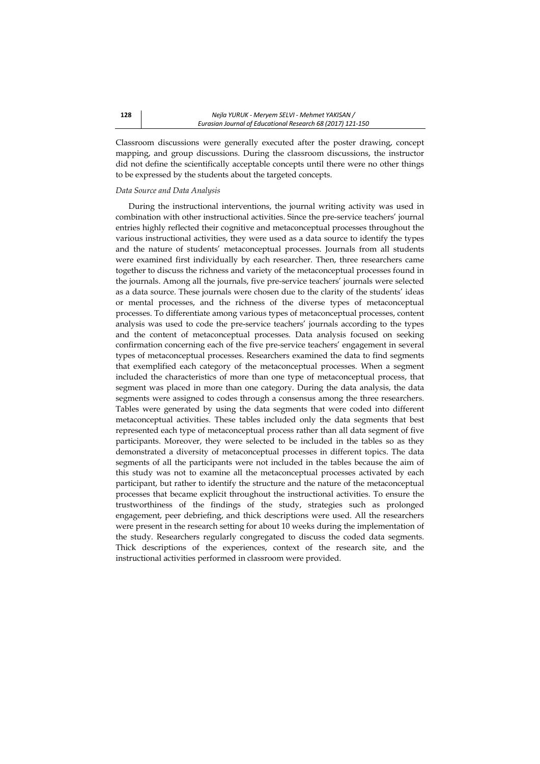Classroom discussions were generally executed after the poster drawing, concept mapping, and group discussions. During the classroom discussions, the instructor did not define the scientifically acceptable concepts until there were no other things to be expressed by the students about the targeted concepts.

*Data Source and Data Analysis*

During the instructional interventions, the journal writing activity was used in combination with other instructional activities. Since the pre-service teachers' journal entries highly reflected their cognitive and metaconceptual processes throughout the various instructional activities, they were used as a data source to identify the types and the nature of students' metaconceptual processes. Journals from all students were examined first individually by each researcher. Then, three researchers came together to discuss the richness and variety of the metaconceptual processes found in the journals. Among all the journals, five pre-service teachers' journals were selected as a data source. These journals were chosen due to the clarity of the students' ideas or mental processes, and the richness of the diverse types of metaconceptual processes. To differentiate among various types of metaconceptual processes, content analysis was used to code the pre-service teachers' journals according to the types and the content of metaconceptual processes. Data analysis focused on seeking confirmation concerning each of the five pre-service teachers' engagement in several types of metaconceptual processes. Researchers examined the data to find segments that exemplified each category of the metaconceptual processes. When a segment included the characteristics of more than one type of metaconceptual process, that segment was placed in more than one category. During the data analysis, the data segments were assigned to codes through a consensus among the three researchers. Tables were generated by using the data segments that were coded into different metaconceptual activities. These tables included only the data segments that best represented each type of metaconceptual process rather than all data segment of five participants. Moreover, they were selected to be included in the tables so as they demonstrated a diversity of metaconceptual processes in different topics. The data segments of all the participants were not included in the tables because the aim of this study was not to examine all the metaconceptual processes activated by each participant, but rather to identify the structure and the nature of the metaconceptual processes that became explicit throughout the instructional activities. To ensure the trustworthiness of the findings of the study, strategies such as prolonged engagement, peer debriefing, and thick descriptions were used. All the researchers were present in the research setting for about 10 weeks during the implementation of the study. Researchers regularly congregated to discuss the coded data segments. Thick descriptions of the experiences, context of the research site, and the instructional activities performed in classroom were provided.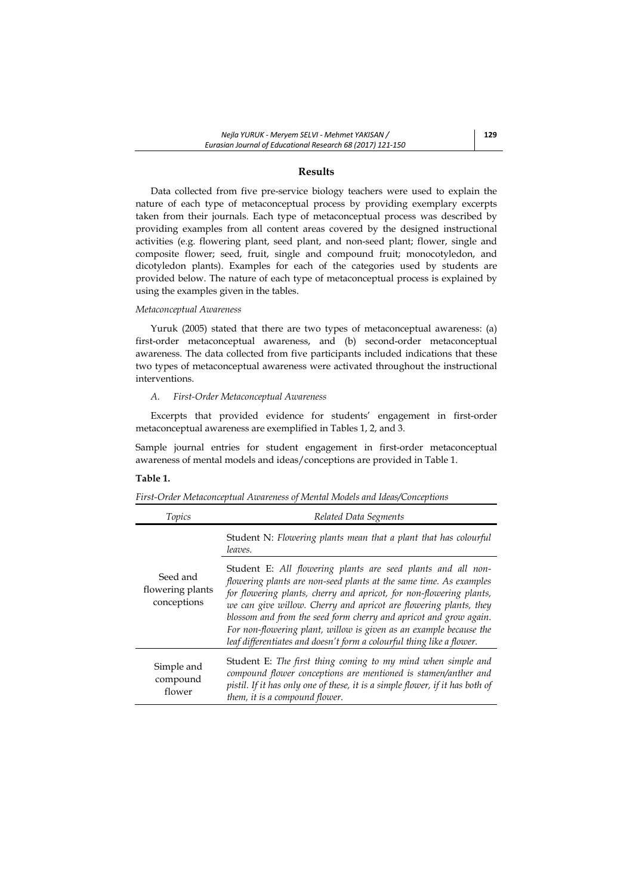## Results

Data collected from five pre-service biology teachers were used to explain the nature of each type of metaconceptual process by providing exemplary excerpts taken from their journals. Each type of metaconceptual process was described by providing examples from all content areas covered by the designed instructional activities (e.g. flowering plant, seed plant, and non-seed plant; flower, single and composite flower; seed, fruit, single and compound fruit; monocotyledon, and dicotyledon plants). Examples for each of the categories used by students are provided below. The nature of each type of metaconceptual process is explained by using the examples given in the tables.

*Metaconceptual Awareness*

Yuruk (2005) stated that there are two types of metaconceptual awareness: (a) first-order metaconceptual awareness, and (b) second-order metaconceptual awareness. The data collected from five participants included indications that these two types of metaconceptual awareness were activated throughout the instructional interventions.

*A. First-Order Metaconceptual Awareness*

Excerpts that provided evidence for students' engagement in first-order metaconceptual awareness are exemplified in Tables 1, 2, and 3.

Sample journal entries for student engagement in first-order metaconceptual awareness of mental models and ideas/conceptions are provided in Table 1.

**Table 1.**

*First-Order Metaconceptual Awareness of Mental Models and Ideas/Conceptions*

| *Topics* | *Related Data Segments* |
|---|---|
| Seed and flowering plants conceptions | Student N: *Flowering plants mean that a plant that has colourful leaves.* |
| | Student E: *All flowering plants are seed plants and all non-flowering plants are non-seed plants at the same time. As examples for flowering plants, cherry and apricot, for non-flowering plants, we can give willow. Cherry and apricot are flowering plants, they blossom and from the seed form cherry and apricot and grow again. For non-flowering plant, willow is given as an example because the leaf differentiates and doesn't form a colourful thing like a flower.* |
| Simple and compound flower | Student E: *The first thing coming to my mind when simple and compound flower conceptions are mentioned is stamen/anther and pistil. If it has only one of these, it is a simple flower, if it has both of them, it is a compound flower.* |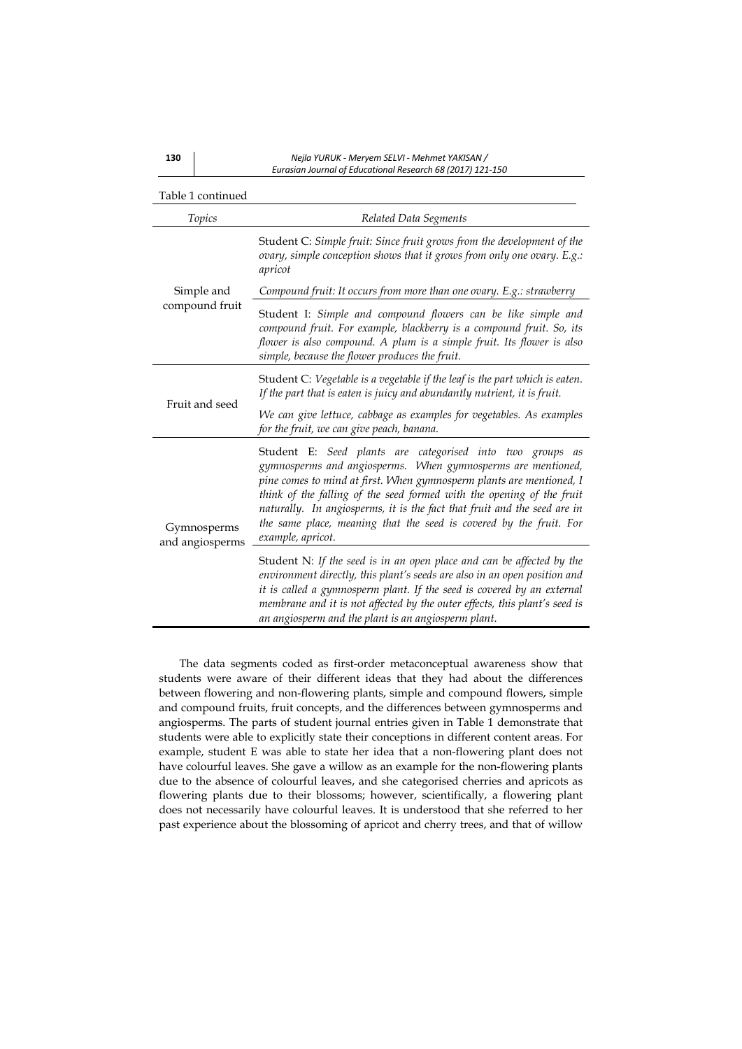Table 1 continued

| *Topics* | *Related Data Segments* |
|---|---|
| Simple and compound fruit | Student C: *Simple fruit: Since fruit grows from the development of the ovary, simple conception shows that it grows from only one ovary. E.g.: apricot* |
| | *Compound fruit: It occurs from more than one ovary. E.g.: strawberry* |
| | Student I: *Simple and compound flowers can be like simple and compound fruit. For example, blackberry is a compound fruit. So, its flower is also compound. A plum is a simple fruit. Its flower is also simple, because the flower produces the fruit.* |
| Fruit and seed | Student C: *Vegetable is a vegetable if the leaf is the part which is eaten. If the part that is eaten is juicy and abundantly nutrient, it is fruit.* |
| | *We can give lettuce, cabbage as examples for vegetables. As examples for the fruit, we can give peach, banana.* |
| Gymnosperms and angiosperms | Student E: *Seed plants are categorised into two groups as gymnosperms and angiosperms. When gymnosperms are mentioned, pine comes to mind at first. When gymnosperm plants are mentioned, I think of the falling of the seed formed with the opening of the fruit naturally. In angiosperms, it is the fact that fruit and the seed are in the same place, meaning that the seed is covered by the fruit. For example, apricot.* |
| | Student N: *If the seed is in an open place and can be affected by the environment directly, this plant's seeds are also in an open position and it is called a gymnosperm plant. If the seed is covered by an external membrane and it is not affected by the outer effects, this plant's seed is an angiosperm and the plant is an angiosperm plant.* |

The data segments coded as first-order metaconceptual awareness show that students were aware of their different ideas that they had about the differences between flowering and non-flowering plants, simple and compound flowers, simple and compound fruits, fruit concepts, and the differences between gymnosperms and angiosperms. The parts of student journal entries given in Table 1 demonstrate that students were able to explicitly state their conceptions in different content areas. For example, student E was able to state her idea that a non-flowering plant does not have colourful leaves. She gave a willow as an example for the non-flowering plants due to the absence of colourful leaves, and she categorised cherries and apricots as flowering plants due to their blossoms; however, scientifically, a flowering plant does not necessarily have colourful leaves. It is understood that she referred to her past experience about the blossoming of apricot and cherry trees, and that of willow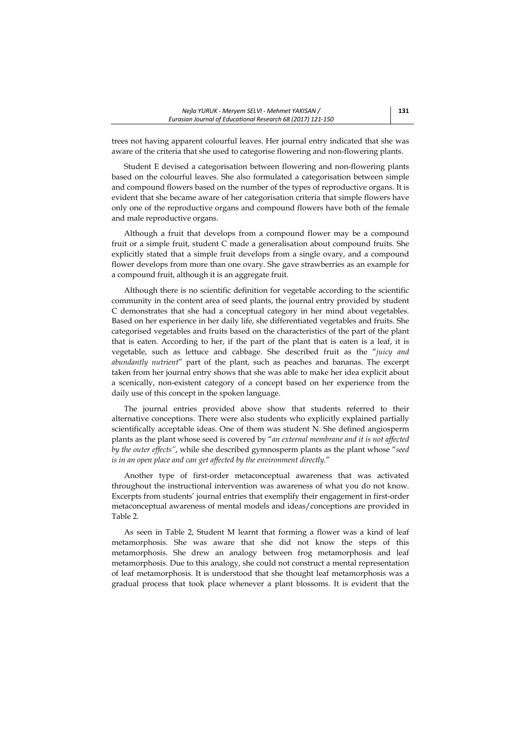trees not having apparent colourful leaves. Her journal entry indicated that she was aware of the criteria that she used to categorise flowering and non-flowering plants.

Student E devised a categorisation between flowering and non-flowering plants based on the colourful leaves. She also formulated a categorisation between simple and compound flowers based on the number of the types of reproductive organs. It is evident that she became aware of her categorisation criteria that simple flowers have only one of the reproductive organs and compound flowers have both of the female and male reproductive organs.

Although a fruit that develops from a compound flower may be a compound fruit or a simple fruit, student C made a generalisation about compound fruits. She explicitly stated that a simple fruit develops from a single ovary, and a compound flower develops from more than one ovary. She gave strawberries as an example for a compound fruit, although it is an aggregate fruit.

Although there is no scientific definition for vegetable according to the scientific community in the content area of seed plants, the journal entry provided by student C demonstrates that she had a conceptual category in her mind about vegetables. Based on her experience in her daily life, she differentiated vegetables and fruits. She categorised vegetables and fruits based on the characteristics of the part of the plant that is eaten. According to her, if the part of the plant that is eaten is a leaf, it is vegetable, such as lettuce and cabbage. She described fruit as the "*juicy and abundantly nutrient*" part of the plant, such as peaches and bananas. The excerpt taken from her journal entry shows that she was able to make her idea explicit about a scenically, non-existent category of a concept based on her experience from the daily use of this concept in the spoken language.

The journal entries provided above show that students referred to their alternative conceptions. There were also students who explicitly explained partially scientifically acceptable ideas. One of them was student N. She defined angiosperm plants as the plant whose seed is covered by "*an external membrane and it is not affected by the outer effects*", while she described gymnosperm plants as the plant whose "*seed is in an open place and can get affected by the environment directly.*"

Another type of first-order metaconceptual awareness that was activated throughout the instructional intervention was awareness of what you do not know. Excerpts from students' journal entries that exemplify their engagement in first-order metaconceptual awareness of mental models and ideas/conceptions are provided in Table 2.

As seen in Table 2, Student M learnt that forming a flower was a kind of leaf metamorphosis. She was aware that she did not know the steps of this metamorphosis. She drew an analogy between frog metamorphosis and leaf metamorphosis. Due to this analogy, she could not construct a mental representation of leaf metamorphosis. It is understood that she thought leaf metamorphosis was a gradual process that took place whenever a plant blossoms. It is evident that the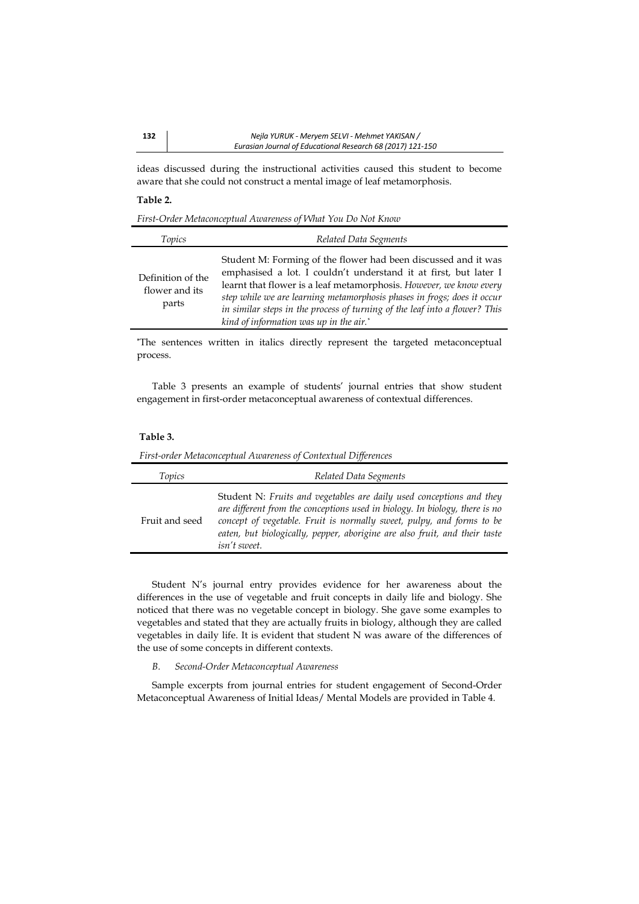ideas discussed during the instructional activities caused this student to become aware that she could not construct a mental image of leaf metamorphosis.

**Table 2.**

*First-Order Metaconceptual Awareness of What You Do Not Know*

| *Topics* | *Related Data Segments* |
|---|---|
| Definition of the flower and its parts | Student M: Forming of the flower had been discussed and it was emphasised a lot. I couldn't understand it at first, but later I learnt that flower is a leaf metamorphosis. *However, we know every step while we are learning metamorphosis phases in frogs; does it occur in similar steps in the process of turning of the leaf into a flower? This kind of information was up in the air.*[*] |

[*]The sentences written in italics directly represent the targeted metaconceptual process.

Table 3 presents an example of students' journal entries that show student engagement in first-order metaconceptual awareness of contextual differences.

**Table 3.**

*First-order Metaconceptual Awareness of Contextual Differences*

| *Topics* | *Related Data Segments* |
|---|---|
| Fruit and seed | Student N: *Fruits and vegetables are daily used conceptions and they are different from the conceptions used in biology. In biology, there is no concept of vegetable. Fruit is normally sweet, pulpy, and forms to be eaten, but biologically, pepper, aborigine are also fruit, and their taste isn't sweet.* |

Student N's journal entry provides evidence for her awareness about the differences in the use of vegetable and fruit concepts in daily life and biology. She noticed that there was no vegetable concept in biology. She gave some examples to vegetables and stated that they are actually fruits in biology, although they are called vegetables in daily life. It is evident that student N was aware of the differences of the use of some concepts in different contexts.

*B. Second-Order Metaconceptual Awareness*

Sample excerpts from journal entries for student engagement of Second-Order Metaconceptual Awareness of Initial Ideas/ Mental Models are provided in Table 4.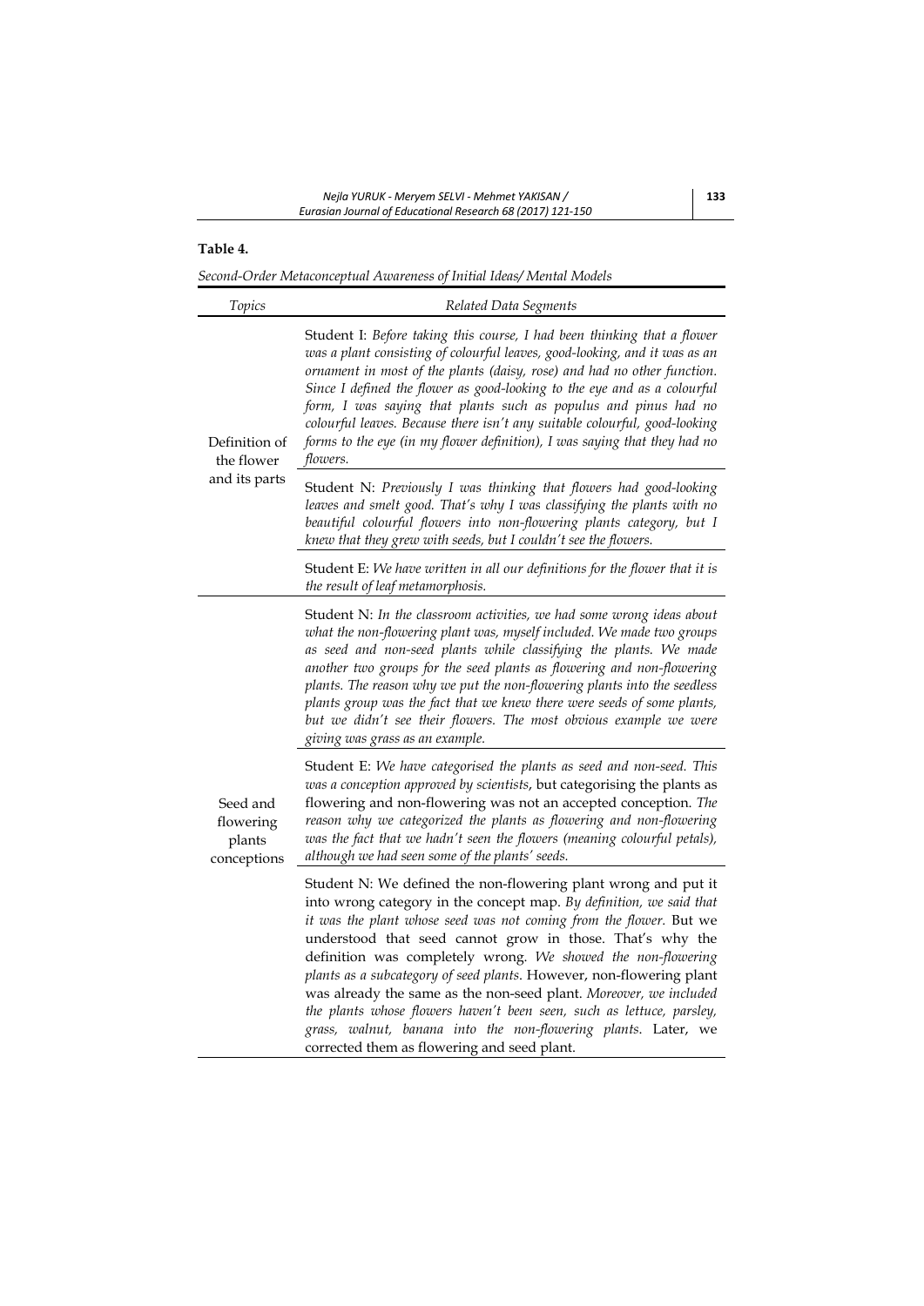**Table 4.**

*Second-Order Metaconceptual Awareness of Initial Ideas/ Mental Models*

| *Topics* | *Related Data Segments* |
|---|---|
| Definition of the flower and its parts | Student I: *Before taking this course, I had been thinking that a flower was a plant consisting of colourful leaves, good-looking, and it was as an ornament in most of the plants (daisy, rose) and had no other function. Since I defined the flower as good-looking to the eye and as a colourful form, I was saying that plants such as populus and pinus had no colourful leaves. Because there isn't any suitable colourful, good-looking forms to the eye (in my flower definition), I was saying that they had no flowers.* |
| | Student N: *Previously I was thinking that flowers had good-looking leaves and smelt good. That's why I was classifying the plants with no beautiful colourful flowers into non-flowering plants category, but I knew that they grew with seeds, but I couldn't see the flowers.* |
| | Student E: *We have written in all our definitions for the flower that it is the result of leaf metamorphosis.* |
| Seed and flowering plants conceptions | Student N: *In the classroom activities, we had some wrong ideas about what the non-flowering plant was, myself included. We made two groups as seed and non-seed plants while classifying the plants. We made another two groups for the seed plants as flowering and non-flowering plants. The reason why we put the non-flowering plants into the seedless plants group was the fact that we knew there were seeds of some plants, but we didn't see their flowers. The most obvious example we were giving was grass as an example.* |
| | Student E: *We have categorised the plants as seed and non-seed. This was a conception approved by scientists*, but categorising the plants as flowering and non-flowering was not an accepted conception. *The reason why we categorized the plants as flowering and non-flowering was the fact that we hadn't seen the flowers (meaning colourful petals), although we had seen some of the plants' seeds.* |
| | Student N: We defined the non-flowering plant wrong and put it into wrong category in the concept map. *By definition, we said that it was the plant whose seed was not coming from the flower.* But we understood that seed cannot grow in those. That's why the definition was completely wrong. *We showed the non-flowering plants as a subcategory of seed plants*. However, non-flowering plant was already the same as the non-seed plant. *Moreover, we included the plants whose flowers haven't been seen, such as lettuce, parsley, grass, walnut, banana into the non-flowering plants.* Later, we corrected them as flowering and seed plant. |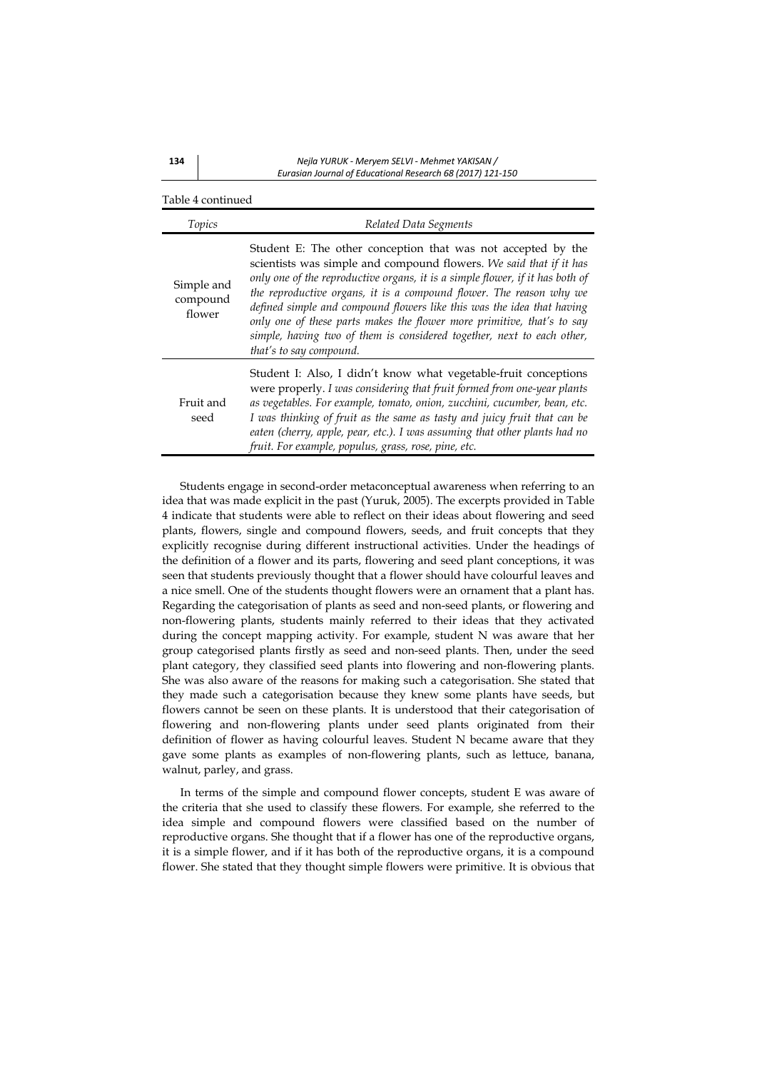Table 4 continued

| *Topics* | *Related Data Segments* |
|---|---|
| Simple and compound flower | Student E: The other conception that was not accepted by the scientists was simple and compound flowers. *We said that if it has only one of the reproductive organs, it is a simple flower, if it has both of the reproductive organs, it is a compound flower. The reason why we defined simple and compound flowers like this was the idea that having only one of these parts makes the flower more primitive, that's to say simple, having two of them is considered together, next to each other, that's to say compound.* |
| Fruit and seed | Student I: Also, I didn't know what vegetable-fruit conceptions were properly. *I was considering that fruit formed from one-year plants as vegetables. For example, tomato, onion, zucchini, cucumber, bean, etc. I was thinking of fruit as the same as tasty and juicy fruit that can be eaten (cherry, apple, pear, etc.). I was assuming that other plants had no fruit. For example, populus, grass, rose, pine, etc.* |

Students engage in second-order metaconceptual awareness when referring to an idea that was made explicit in the past (Yuruk, 2005). The excerpts provided in Table 4 indicate that students were able to reflect on their ideas about flowering and seed plants, flowers, single and compound flowers, seeds, and fruit concepts that they explicitly recognise during different instructional activities. Under the headings of the definition of a flower and its parts, flowering and seed plant conceptions, it was seen that students previously thought that a flower should have colourful leaves and a nice smell. One of the students thought flowers were an ornament that a plant has. Regarding the categorisation of plants as seed and non-seed plants, or flowering and non-flowering plants, students mainly referred to their ideas that they activated during the concept mapping activity. For example, student N was aware that her group categorised plants firstly as seed and non-seed plants. Then, under the seed plant category, they classified seed plants into flowering and non-flowering plants. She was also aware of the reasons for making such a categorisation. She stated that they made such a categorisation because they knew some plants have seeds, but flowers cannot be seen on these plants. It is understood that their categorisation of flowering and non-flowering plants under seed plants originated from their definition of flower as having colourful leaves. Student N became aware that they gave some plants as examples of non-flowering plants, such as lettuce, banana, walnut, parley, and grass.

In terms of the simple and compound flower concepts, student E was aware of the criteria that she used to classify these flowers. For example, she referred to the idea simple and compound flowers were classified based on the number of reproductive organs. She thought that if a flower has one of the reproductive organs, it is a simple flower, and if it has both of the reproductive organs, it is a compound flower. She stated that they thought simple flowers were primitive. It is obvious that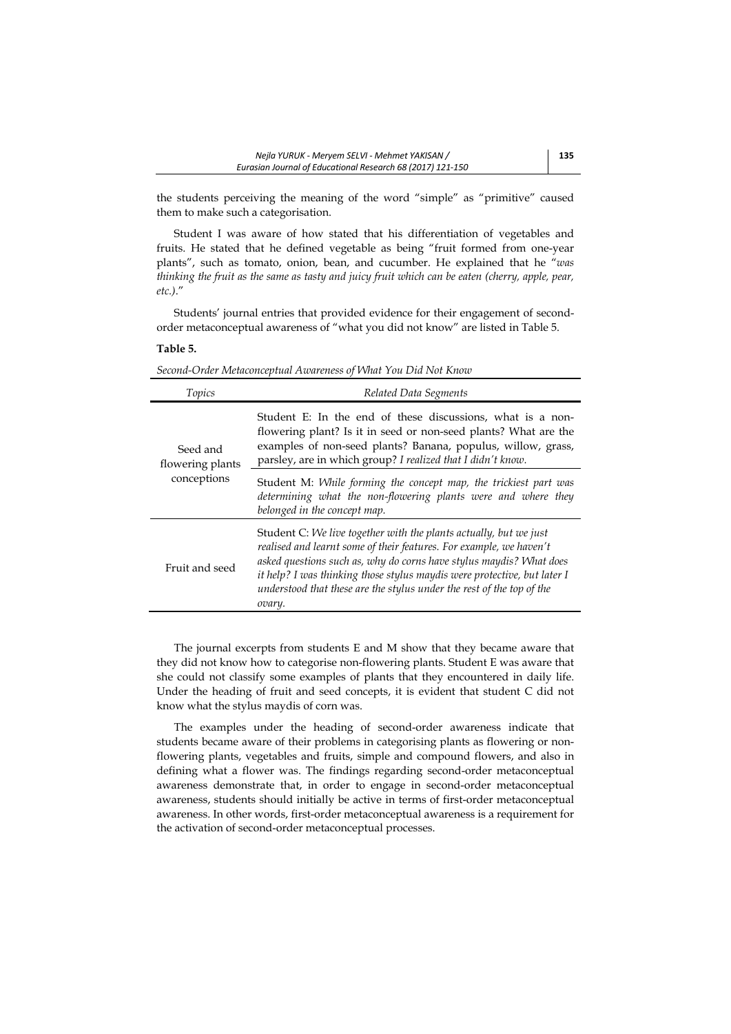the students perceiving the meaning of the word "simple" as "primitive" caused them to make such a categorisation.

Student I was aware of how stated that his differentiation of vegetables and fruits. He stated that he defined vegetable as being "fruit formed from one-year plants", such as tomato, onion, bean, and cucumber. He explained that he "*was thinking the fruit as the same as tasty and juicy fruit which can be eaten (cherry, apple, pear, etc.)*."

Students' journal entries that provided evidence for their engagement of second-order metaconceptual awareness of "what you did not know" are listed in Table 5.

**Table 5.**

*Second-Order Metaconceptual Awareness of What You Did Not Know*

| *Topics* | *Related Data Segments* |
|---|---|
| Seed and flowering plants conceptions | Student E: In the end of these discussions, what is a non-flowering plant? Is it in seed or non-seed plants? What are the examples of non-seed plants? Banana, populus, willow, grass, parsley, are in which group? *I realized that I didn't know.* |
| | Student M: *While forming the concept map, the trickiest part was determining what the non-flowering plants were and where they belonged in the concept map.* |
| Fruit and seed | Student C: *We live together with the plants actually, but we just realised and learnt some of their features. For example, we haven't asked questions such as, why do corns have stylus maydis? What does it help? I was thinking those stylus maydis were protective, but later I understood that these are the stylus under the rest of the top of the ovary.* |

The journal excerpts from students E and M show that they became aware that they did not know how to categorise non-flowering plants. Student E was aware that she could not classify some examples of plants that they encountered in daily life. Under the heading of fruit and seed concepts, it is evident that student C did not know what the stylus maydis of corn was.

The examples under the heading of second-order awareness indicate that students became aware of their problems in categorising plants as flowering or non-flowering plants, vegetables and fruits, simple and compound flowers, and also in defining what a flower was. The findings regarding second-order metaconceptual awareness demonstrate that, in order to engage in second-order metaconceptual awareness, students should initially be active in terms of first-order metaconceptual awareness. In other words, first-order metaconceptual awareness is a requirement for the activation of second-order metaconceptual processes.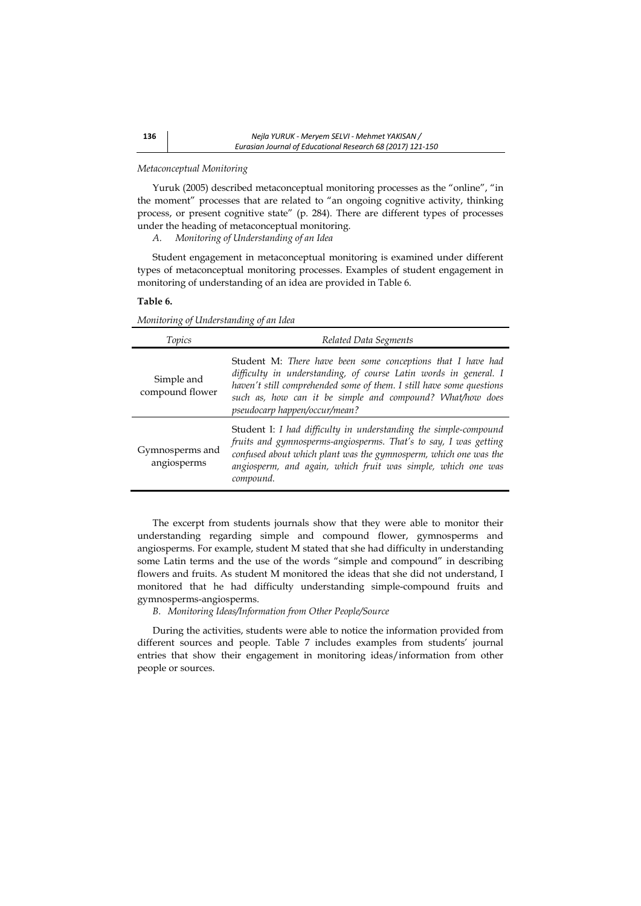*Metaconceptual Monitoring*

Yuruk (2005) described metaconceptual monitoring processes as the "online", "in the moment" processes that are related to "an ongoing cognitive activity, thinking process, or present cognitive state" (p. 284). There are different types of processes under the heading of metaconceptual monitoring.

*A. Monitoring of Understanding of an Idea*

Student engagement in metaconceptual monitoring is examined under different types of metaconceptual monitoring processes. Examples of student engagement in monitoring of understanding of an idea are provided in Table 6.

**Table 6.**

*Monitoring of Understanding of an Idea*

| *Topics* | *Related Data Segments* |
|---|---|
| Simple and compound flower | Student M: *There have been some conceptions that I have had difficulty in understanding, of course Latin words in general. I haven't still comprehended some of them. I still have some questions such as, how can it be simple and compound? What/how does pseudocarp happen/occur/mean?* |
| Gymnosperms and angiosperms | Student I: *I had difficulty in understanding the simple-compound fruits and gymnosperms-angiosperms. That's to say, I was getting confused about which plant was the gymnosperm, which one was the angiosperm, and again, which fruit was simple, which one was compound.* |

The excerpt from students journals show that they were able to monitor their understanding regarding simple and compound flower, gymnosperms and angiosperms. For example, student M stated that she had difficulty in understanding some Latin terms and the use of the words "simple and compound" in describing flowers and fruits. As student M monitored the ideas that she did not understand, I monitored that he had difficulty understanding simple-compound fruits and gymnosperms-angiosperms.

*B. Monitoring Ideas/Information from Other People/Source*

During the activities, students were able to notice the information provided from different sources and people. Table 7 includes examples from students' journal entries that show their engagement in monitoring ideas/information from other people or sources.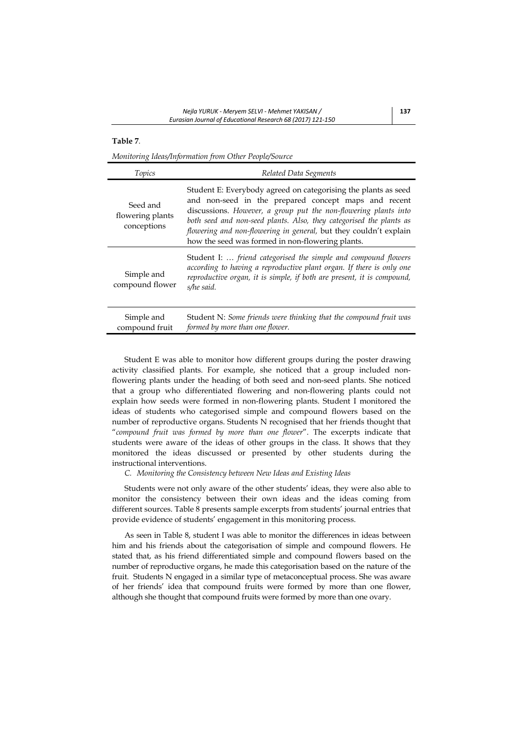**Table 7**.

*Monitoring Ideas/Information from Other People/Source*

| *Topics* | *Related Data Segments* |
|---|---|
| Seed and flowering plants conceptions | Student E: Everybody agreed on categorising the plants as seed and non-seed in the prepared concept maps and recent discussions. *However, a group put the non-flowering plants into both seed and non-seed plants. Also, they categorised the plants as flowering and non-flowering in general,* but they couldn't explain how the seed was formed in non-flowering plants. |
| Simple and compound flower | Student I: … *friend categorised the simple and compound flowers according to having a reproductive plant organ. If there is only one reproductive organ, it is simple, if both are present, it is compound, s/he said.* |
| Simple and compound fruit | Student N: *Some friends were thinking that the compound fruit was formed by more than one flower.* |

Student E was able to monitor how different groups during the poster drawing activity classified plants. For example, she noticed that a group included non-flowering plants under the heading of both seed and non-seed plants. She noticed that a group who differentiated flowering and non-flowering plants could not explain how seeds were formed in non-flowering plants. Student I monitored the ideas of students who categorised simple and compound flowers based on the number of reproductive organs. Students N recognised that her friends thought that "*compound fruit was formed by more than one flower*". The excerpts indicate that students were aware of the ideas of other groups in the class. It shows that they monitored the ideas discussed or presented by other students during the instructional interventions.

*C. Monitoring the Consistency between New Ideas and Existing Ideas*

Students were not only aware of the other students' ideas, they were also able to monitor the consistency between their own ideas and the ideas coming from different sources. Table 8 presents sample excerpts from students' journal entries that provide evidence of students' engagement in this monitoring process.

As seen in Table 8, student I was able to monitor the differences in ideas between him and his friends about the categorisation of simple and compound flowers. He stated that, as his friend differentiated simple and compound flowers based on the number of reproductive organs, he made this categorisation based on the nature of the fruit. Students N engaged in a similar type of metaconceptual process. She was aware of her friends' idea that compound fruits were formed by more than one flower, although she thought that compound fruits were formed by more than one ovary.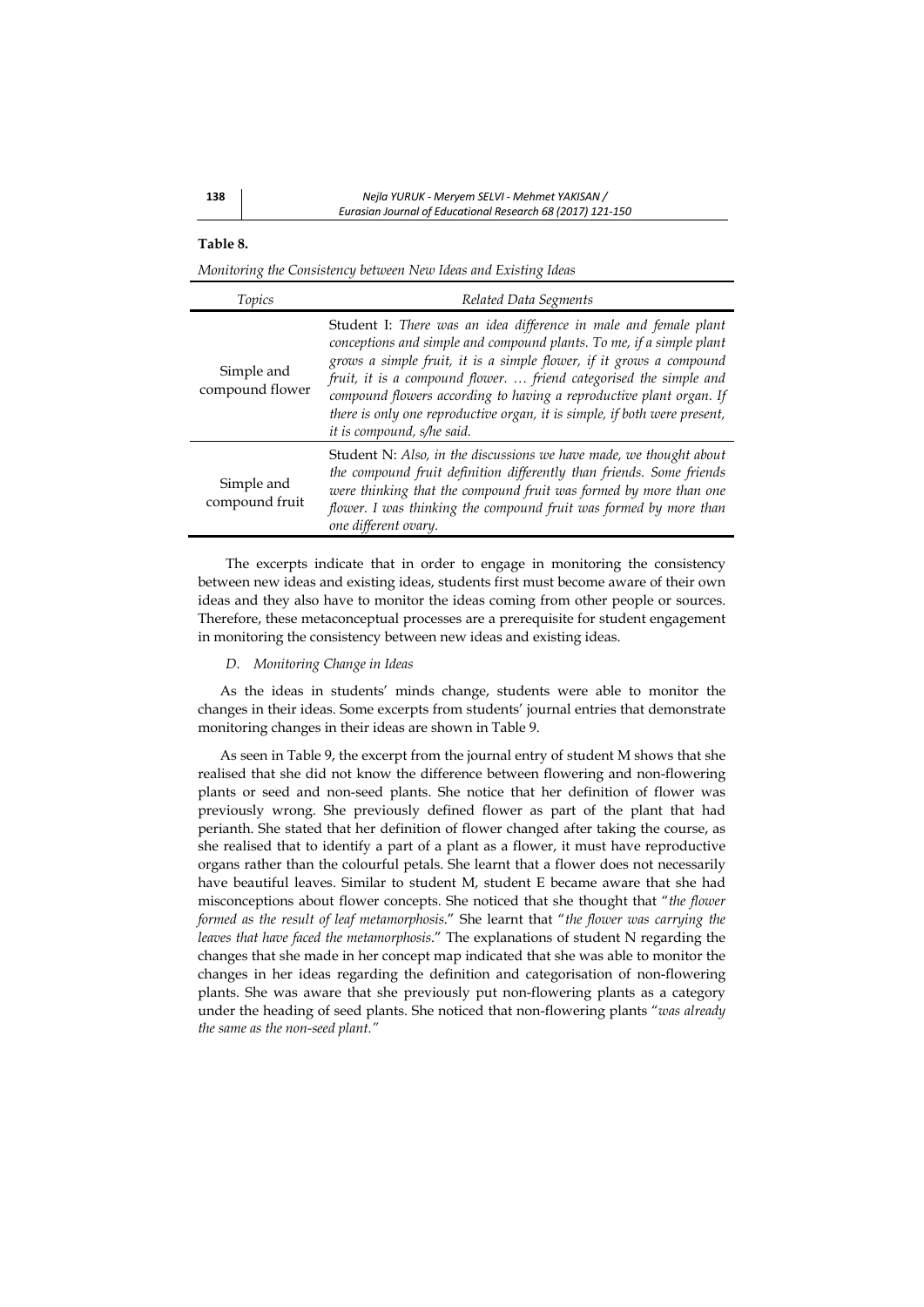**Table 8.**

*Monitoring the Consistency between New Ideas and Existing Ideas*

| *Topics* | *Related Data Segments* |
|---|---|
| Simple and compound flower | Student I: *There was an idea difference in male and female plant conceptions and simple and compound plants. To me, if a simple plant grows a simple fruit, it is a simple flower, if it grows a compound fruit, it is a compound flower. … friend categorised the simple and compound flowers according to having a reproductive plant organ. If there is only one reproductive organ, it is simple, if both were present, it is compound, s/he said.* |
| Simple and compound fruit | Student N: *Also, in the discussions we have made, we thought about the compound fruit definition differently than friends. Some friends were thinking that the compound fruit was formed by more than one flower. I was thinking the compound fruit was formed by more than one different ovary.* |

The excerpts indicate that in order to engage in monitoring the consistency between new ideas and existing ideas, students first must become aware of their own ideas and they also have to monitor the ideas coming from other people or sources. Therefore, these metaconceptual processes are a prerequisite for student engagement in monitoring the consistency between new ideas and existing ideas.

*D. Monitoring Change in Ideas*

As the ideas in students' minds change, students were able to monitor the changes in their ideas. Some excerpts from students' journal entries that demonstrate monitoring changes in their ideas are shown in Table 9.

As seen in Table 9, the excerpt from the journal entry of student M shows that she realised that she did not know the difference between flowering and non-flowering plants or seed and non-seed plants. She notice that her definition of flower was previously wrong. She previously defined flower as part of the plant that had perianth. She stated that her definition of flower changed after taking the course, as she realised that to identify a part of a plant as a flower, it must have reproductive organs rather than the colourful petals. She learnt that a flower does not necessarily have beautiful leaves. Similar to student M, student E became aware that she had misconceptions about flower concepts. She noticed that she thought that "*the flower formed as the result of leaf metamorphosis*." She learnt that "*the flower was carrying the leaves that have faced the metamorphosis*." The explanations of student N regarding the changes that she made in her concept map indicated that she was able to monitor the changes in her ideas regarding the definition and categorisation of non-flowering plants. She was aware that she previously put non-flowering plants as a category under the heading of seed plants. She noticed that non-flowering plants "*was already the same as the non-seed plant.*"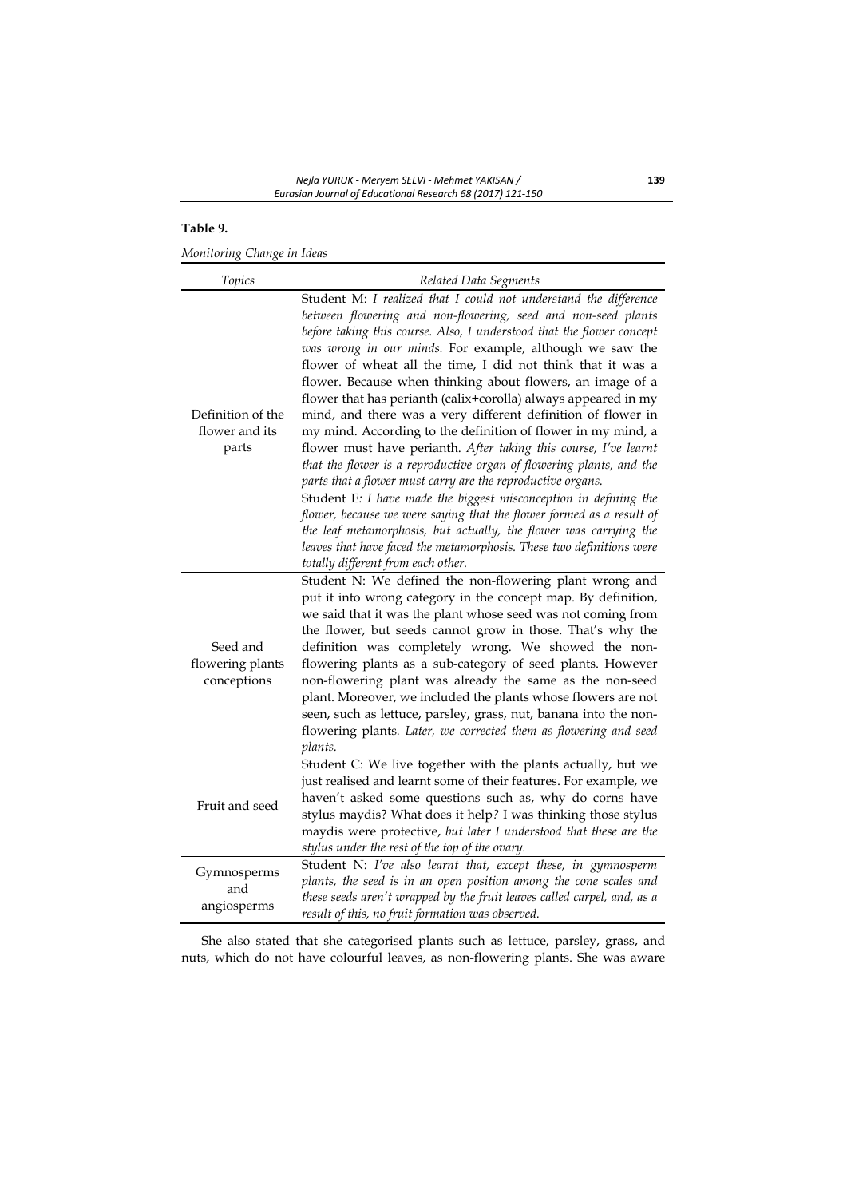**Table 9.**

*Monitoring Change in Ideas*

| *Topics* | *Related Data Segments* |
|---|---|
| Definition of the flower and its parts | Student M: *I realized that I could not understand the difference between flowering and non-flowering, seed and non-seed plants before taking this course. Also, I understood that the flower concept was wrong in our minds.* For example, although we saw the flower of wheat all the time, I did not think that it was a flower. Because when thinking about flowers, an image of a flower that has perianth (calix+corolla) always appeared in my mind, and there was a very different definition of flower in my mind. According to the definition of flower in my mind, a flower must have perianth. *After taking this course, I've learnt that the flower is a reproductive organ of flowering plants, and the parts that a flower must carry are the reproductive organs.* <br> Student E*: I have made the biggest misconception in defining the flower, because we were saying that the flower formed as a result of the leaf metamorphosis, but actually, the flower was carrying the leaves that have faced the metamorphosis. These two definitions were totally different from each other.* |
| Seed and flowering plants conceptions | Student N: We defined the non-flowering plant wrong and put it into wrong category in the concept map. By definition, we said that it was the plant whose seed was not coming from the flower, but seeds cannot grow in those. That's why the definition was completely wrong. We showed the non-flowering plants as a sub-category of seed plants. However non-flowering plant was already the same as the non-seed plant. Moreover, we included the plants whose flowers are not seen, such as lettuce, parsley, grass, nut, banana into the non-flowering plants*. Later, we corrected them as flowering and seed plants.* |
| Fruit and seed | Student C: We live together with the plants actually, but we just realised and learnt some of their features. For example, we haven't asked some questions such as, why do corns have stylus maydis? What does it help? I was thinking those stylus maydis were protective, *but later I understood that these are the stylus under the rest of the top of the ovary.* |
| Gymnosperms and angiosperms | Student N: *I've also learnt that, except these, in gymnosperm plants, the seed is in an open position among the cone scales and these seeds aren't wrapped by the fruit leaves called carpel, and, as a result of this, no fruit formation was observed.* |

She also stated that she categorised plants such as lettuce, parsley, grass, and nuts, which do not have colourful leaves, as non-flowering plants. She was aware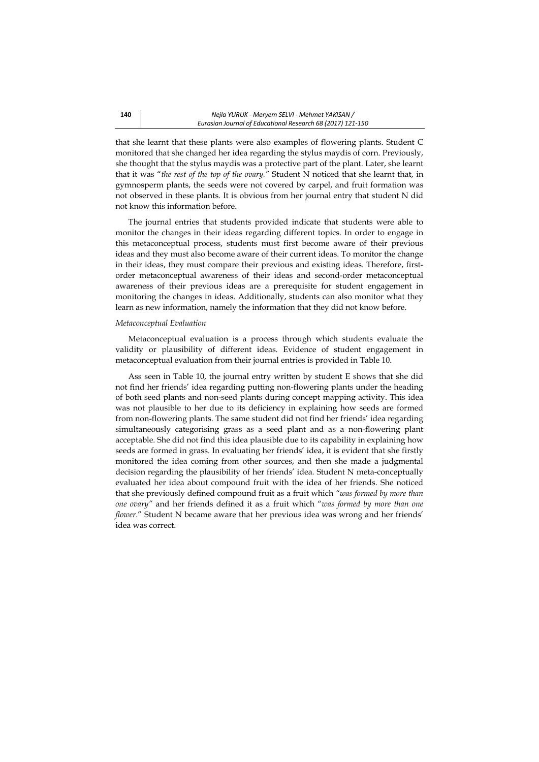that she learnt that these plants were also examples of flowering plants. Student C monitored that she changed her idea regarding the stylus maydis of corn. Previously, she thought that the stylus maydis was a protective part of the plant. Later, she learnt that it was "*the rest of the top of the ovary.*" Student N noticed that she learnt that, in gymnosperm plants, the seeds were not covered by carpel, and fruit formation was not observed in these plants. It is obvious from her journal entry that student N did not know this information before.

The journal entries that students provided indicate that students were able to monitor the changes in their ideas regarding different topics. In order to engage in this metaconceptual process, students must first become aware of their previous ideas and they must also become aware of their current ideas. To monitor the change in their ideas, they must compare their previous and existing ideas. Therefore, first-order metaconceptual awareness of their ideas and second-order metaconceptual awareness of their previous ideas are a prerequisite for student engagement in monitoring the changes in ideas. Additionally, students can also monitor what they learn as new information, namely the information that they did not know before.

*Metaconceptual Evaluation*

Metaconceptual evaluation is a process through which students evaluate the validity or plausibility of different ideas. Evidence of student engagement in metaconceptual evaluation from their journal entries is provided in Table 10.

Ass seen in Table 10, the journal entry written by student E shows that she did not find her friends' idea regarding putting non-flowering plants under the heading of both seed plants and non-seed plants during concept mapping activity. This idea was not plausible to her due to its deficiency in explaining how seeds are formed from non-flowering plants. The same student did not find her friends' idea regarding simultaneously categorising grass as a seed plant and as a non-flowering plant acceptable. She did not find this idea plausible due to its capability in explaining how seeds are formed in grass. In evaluating her friends' idea, it is evident that she firstly monitored the idea coming from other sources, and then she made a judgmental decision regarding the plausibility of her friends' idea. Student N meta-conceptually evaluated her idea about compound fruit with the idea of her friends. She noticed that she previously defined compound fruit as a fruit which *"was formed by more than one ovary"* and her friends defined it as a fruit which "*was formed by more than one flower*." Student N became aware that her previous idea was wrong and her friends' idea was correct.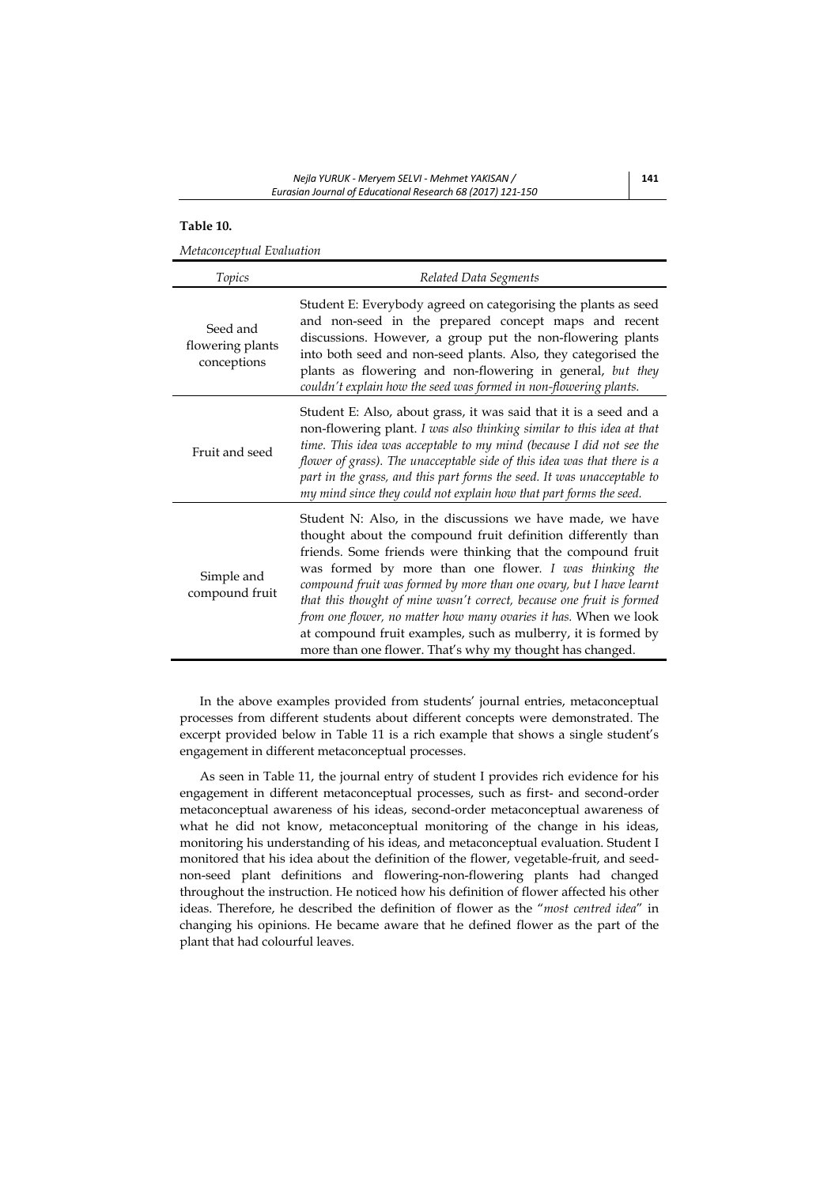**Table 10.**

*Metaconceptual Evaluation*

| *Topics* | *Related Data Segments* |
|---|---|
| Seed and flowering plants conceptions | Student E: Everybody agreed on categorising the plants as seed and non-seed in the prepared concept maps and recent discussions. However, a group put the non-flowering plants into both seed and non-seed plants. Also, they categorised the plants as flowering and non-flowering in general, *but they couldn't explain how the seed was formed in non-flowering plants.* |
| Fruit and seed | Student E: Also, about grass, it was said that it is a seed and a non-flowering plant. *I was also thinking similar to this idea at that time. This idea was acceptable to my mind (because I did not see the flower of grass). The unacceptable side of this idea was that there is a part in the grass, and this part forms the seed. It was unacceptable to my mind since they could not explain how that part forms the seed.* |
| Simple and compound fruit | Student N: Also, in the discussions we have made, we have thought about the compound fruit definition differently than friends. Some friends were thinking that the compound fruit was formed by more than one flower. *I was thinking the compound fruit was formed by more than one ovary, but I have learnt that this thought of mine wasn't correct, because one fruit is formed from one flower, no matter how many ovaries it has.* When we look at compound fruit examples, such as mulberry, it is formed by more than one flower. That's why my thought has changed. |

In the above examples provided from students' journal entries, metaconceptual processes from different students about different concepts were demonstrated. The excerpt provided below in Table 11 is a rich example that shows a single student's engagement in different metaconceptual processes.

As seen in Table 11, the journal entry of student I provides rich evidence for his engagement in different metaconceptual processes, such as first- and second-order metaconceptual awareness of his ideas, second-order metaconceptual awareness of what he did not know, metaconceptual monitoring of the change in his ideas, monitoring his understanding of his ideas, and metaconceptual evaluation. Student I monitored that his idea about the definition of the flower, vegetable-fruit, and seed-non-seed plant definitions and flowering-non-flowering plants had changed throughout the instruction. He noticed how his definition of flower affected his other ideas. Therefore, he described the definition of flower as the "*most centred idea*" in changing his opinions. He became aware that he defined flower as the part of the plant that had colourful leaves.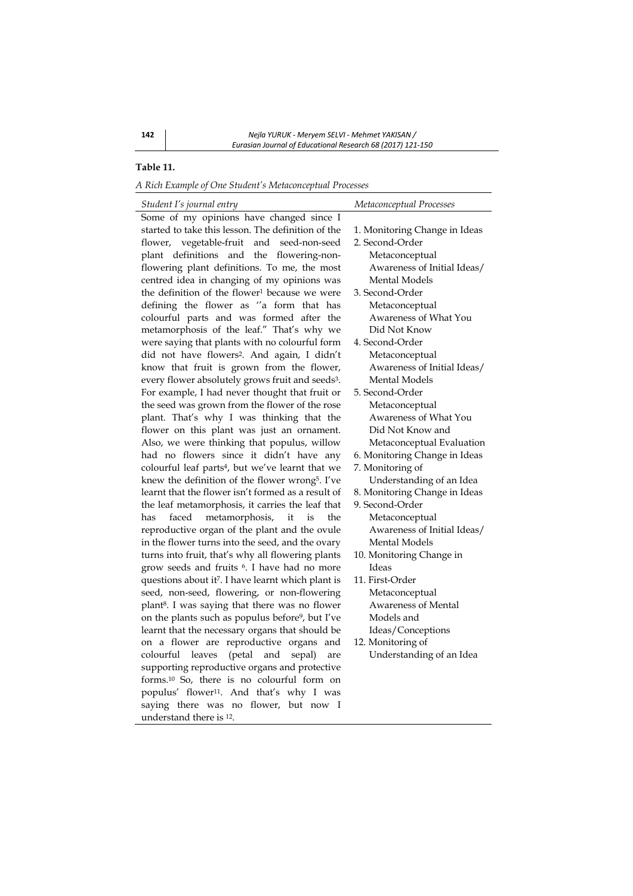**Table 11.**

*A Rich Example of One Student's Metaconceptual Processes*

| *Student I's journal entry* | *Metaconceptual Processes* |
|---|---|
| Some of my opinions have changed since I started to take this lesson. The definition of the flower, vegetable-fruit and seed-non-seed plant definitions and the flowering-non-flowering plant definitions. To me, the most centred idea in changing of my opinions was the definition of the flower[1] because we were defining the flower as ''a form that has colourful parts and was formed after the metamorphosis of the leaf." That's why we were saying that plants with no colourful form did not have flowers[2]. And again, I didn't know that fruit is grown from the flower, every flower absolutely grows fruit and seeds[3]. For example, I had never thought that fruit or the seed was grown from the flower of the rose plant. That's why I was thinking that the flower on this plant was just an ornament. Also, we were thinking that populus, willow had no flowers since it didn't have any colourful leaf parts[4], but we've learnt that we knew the definition of the flower wrong[5]. I've learnt that the flower isn't formed as a result of the leaf metamorphosis, it carries the leaf that has faced metamorphosis, it is the reproductive organ of the plant and the ovule in the flower turns into the seed, and the ovary turns into fruit, that's why all flowering plants grow seeds and fruits [6]. I have had no more questions about it[7]. I have learnt which plant is seed, non-seed, flowering, or non-flowering plant[8]. I was saying that there was no flower on the plants such as populus before[9], but I've learnt that the necessary organs that should be on a flower are reproductive organs and colourful leaves (petal and sepal) are supporting reproductive organs and protective forms.[10] So, there is no colourful form on populus' flower[11]. And that's why I was saying there was no flower, but now I understand there is [12]. | 1. Monitoring Change in Ideas<br>2. Second-Order Metaconceptual Awareness of Initial Ideas/ Mental Models<br>3. Second-Order Metaconceptual Awareness of What You Did Not Know<br>4. Second-Order Metaconceptual Awareness of Initial Ideas/ Mental Models<br>5. Second-Order Metaconceptual Awareness of What You Did Not Know and Metaconceptual Evaluation<br>6. Monitoring Change in Ideas<br>7. Monitoring of Understanding of an Idea<br>8. Monitoring Change in Ideas<br>9. Second-Order Metaconceptual Awareness of Initial Ideas/ Mental Models<br>10. Monitoring Change in Ideas<br>11. First-Order Metaconceptual Awareness of Mental Models and Ideas/Conceptions<br>12. Monitoring of Understanding of an Idea |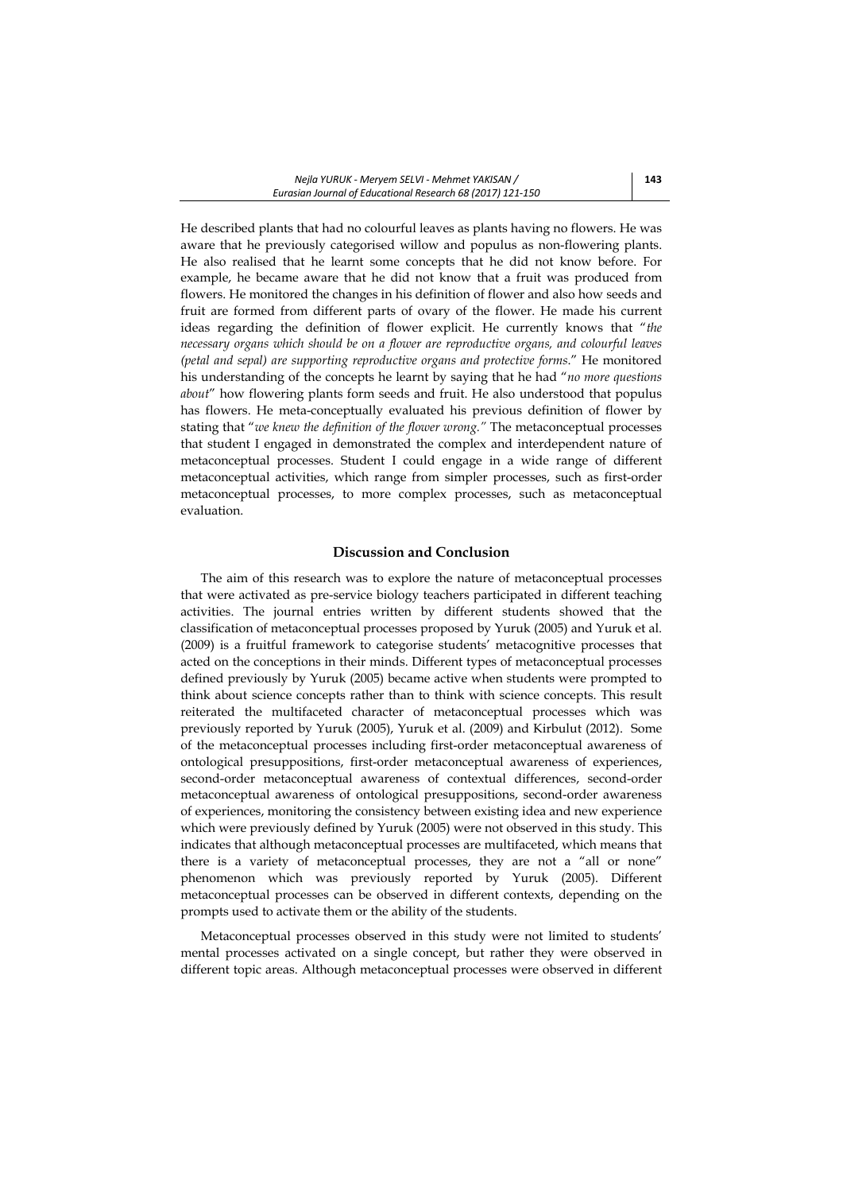He described plants that had no colourful leaves as plants having no flowers. He was aware that he previously categorised willow and populus as non-flowering plants. He also realised that he learnt some concepts that he did not know before. For example, he became aware that he did not know that a fruit was produced from flowers. He monitored the changes in his definition of flower and also how seeds and fruit are formed from different parts of ovary of the flower. He made his current ideas regarding the definition of flower explicit. He currently knows that "*the necessary organs which should be on a flower are reproductive organs, and colourful leaves (petal and sepal) are supporting reproductive organs and protective forms*." He monitored his understanding of the concepts he learnt by saying that he had "*no more questions about*" how flowering plants form seeds and fruit. He also understood that populus has flowers. He meta-conceptually evaluated his previous definition of flower by stating that "*we knew the definition of the flower wrong.*" The metaconceptual processes that student I engaged in demonstrated the complex and interdependent nature of metaconceptual processes. Student I could engage in a wide range of different metaconceptual activities, which range from simpler processes, such as first-order metaconceptual processes, to more complex processes, such as metaconceptual evaluation.

## Discussion and Conclusion

The aim of this research was to explore the nature of metaconceptual processes that were activated as pre-service biology teachers participated in different teaching activities. The journal entries written by different students showed that the classification of metaconceptual processes proposed by Yuruk (2005) and Yuruk et al. (2009) is a fruitful framework to categorise students' metacognitive processes that acted on the conceptions in their minds. Different types of metaconceptual processes defined previously by Yuruk (2005) became active when students were prompted to think about science concepts rather than to think with science concepts. This result reiterated the multifaceted character of metaconceptual processes which was previously reported by Yuruk (2005), Yuruk et al. (2009) and Kirbulut (2012). Some of the metaconceptual processes including first-order metaconceptual awareness of ontological presuppositions, first-order metaconceptual awareness of experiences, second-order metaconceptual awareness of contextual differences, second-order metaconceptual awareness of ontological presuppositions, second-order awareness of experiences, monitoring the consistency between existing idea and new experience which were previously defined by Yuruk (2005) were not observed in this study. This indicates that although metaconceptual processes are multifaceted, which means that there is a variety of metaconceptual processes, they are not a "all or none" phenomenon which was previously reported by Yuruk (2005). Different metaconceptual processes can be observed in different contexts, depending on the prompts used to activate them or the ability of the students.

Metaconceptual processes observed in this study were not limited to students' mental processes activated on a single concept, but rather they were observed in different topic areas. Although metaconceptual processes were observed in different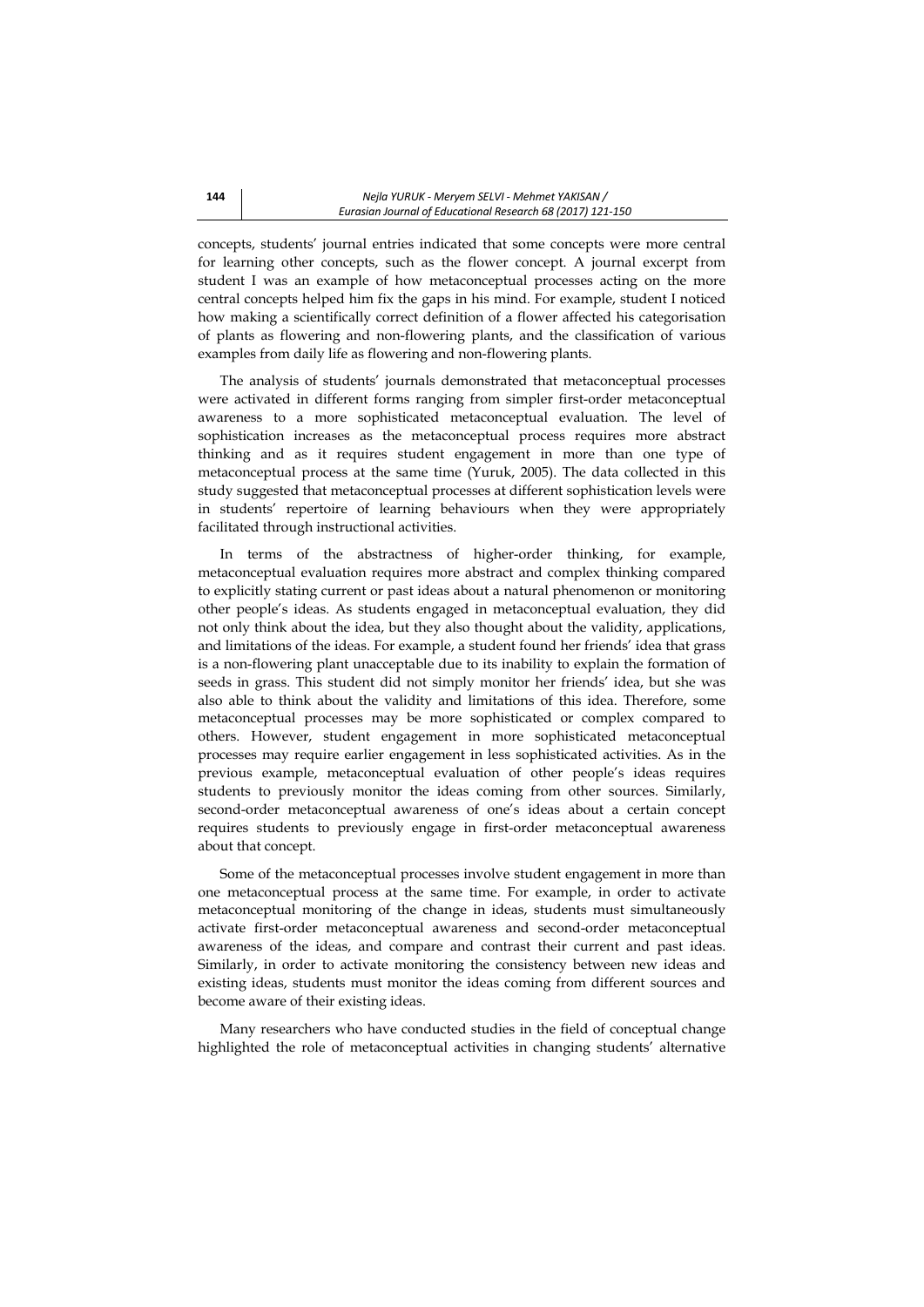concepts, students' journal entries indicated that some concepts were more central for learning other concepts, such as the flower concept. A journal excerpt from student I was an example of how metaconceptual processes acting on the more central concepts helped him fix the gaps in his mind. For example, student I noticed how making a scientifically correct definition of a flower affected his categorisation of plants as flowering and non-flowering plants, and the classification of various examples from daily life as flowering and non-flowering plants.

The analysis of students' journals demonstrated that metaconceptual processes were activated in different forms ranging from simpler first-order metaconceptual awareness to a more sophisticated metaconceptual evaluation. The level of sophistication increases as the metaconceptual process requires more abstract thinking and as it requires student engagement in more than one type of metaconceptual process at the same time (Yuruk, 2005). The data collected in this study suggested that metaconceptual processes at different sophistication levels were in students' repertoire of learning behaviours when they were appropriately facilitated through instructional activities.

In terms of the abstractness of higher-order thinking, for example, metaconceptual evaluation requires more abstract and complex thinking compared to explicitly stating current or past ideas about a natural phenomenon or monitoring other people's ideas. As students engaged in metaconceptual evaluation, they did not only think about the idea, but they also thought about the validity, applications, and limitations of the ideas. For example, a student found her friends' idea that grass is a non-flowering plant unacceptable due to its inability to explain the formation of seeds in grass. This student did not simply monitor her friends' idea, but she was also able to think about the validity and limitations of this idea. Therefore, some metaconceptual processes may be more sophisticated or complex compared to others. However, student engagement in more sophisticated metaconceptual processes may require earlier engagement in less sophisticated activities. As in the previous example, metaconceptual evaluation of other people's ideas requires students to previously monitor the ideas coming from other sources. Similarly, second-order metaconceptual awareness of one's ideas about a certain concept requires students to previously engage in first-order metaconceptual awareness about that concept.

Some of the metaconceptual processes involve student engagement in more than one metaconceptual process at the same time. For example, in order to activate metaconceptual monitoring of the change in ideas, students must simultaneously activate first-order metaconceptual awareness and second-order metaconceptual awareness of the ideas, and compare and contrast their current and past ideas. Similarly, in order to activate monitoring the consistency between new ideas and existing ideas, students must monitor the ideas coming from different sources and become aware of their existing ideas.

Many researchers who have conducted studies in the field of conceptual change highlighted the role of metaconceptual activities in changing students' alternative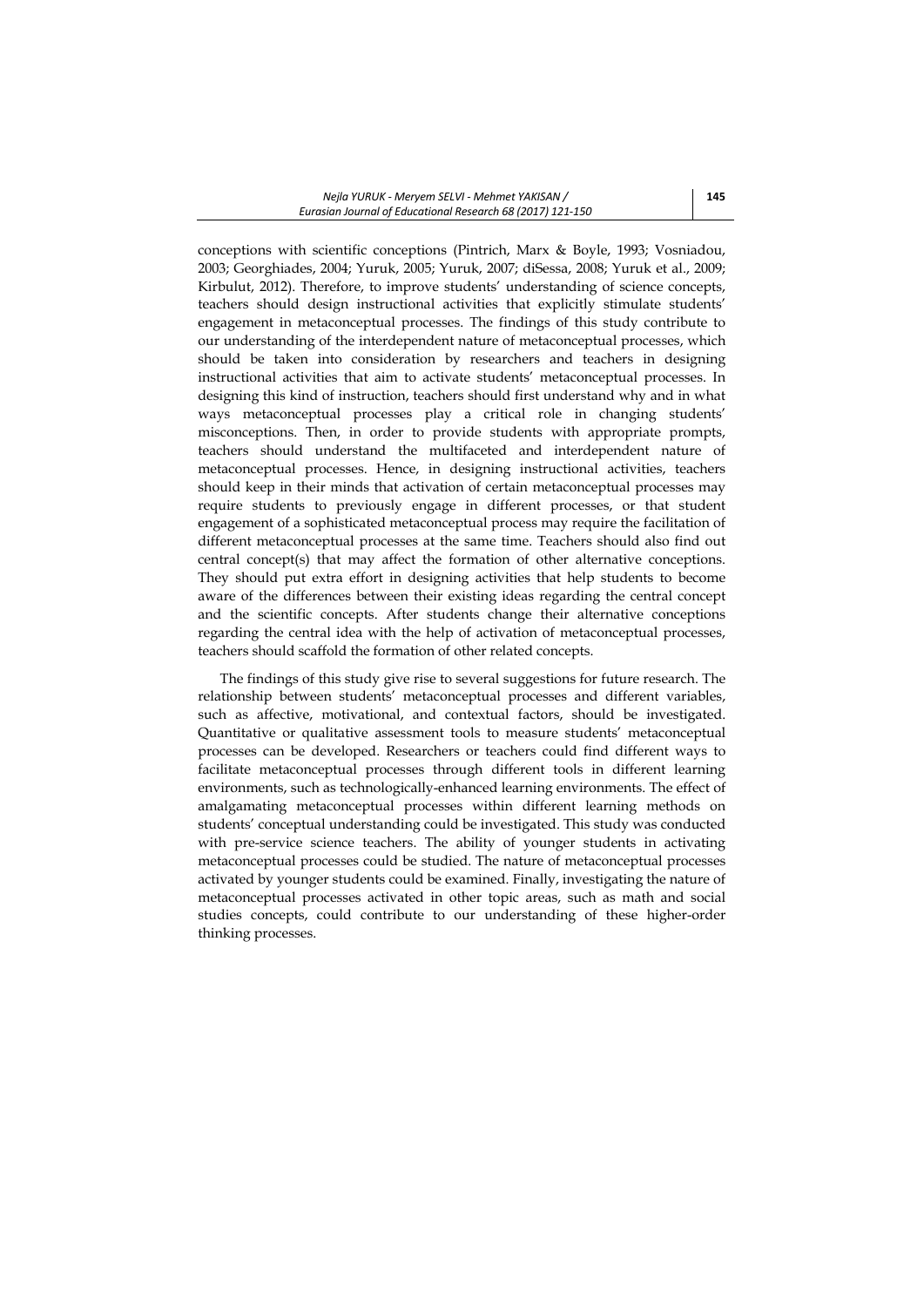conceptions with scientific conceptions (Pintrich, Marx & Boyle, 1993; Vosniadou, 2003; Georghiades, 2004; Yuruk, 2005; Yuruk, 2007; diSessa, 2008; Yuruk et al., 2009; Kirbulut, 2012). Therefore, to improve students' understanding of science concepts, teachers should design instructional activities that explicitly stimulate students' engagement in metaconceptual processes. The findings of this study contribute to our understanding of the interdependent nature of metaconceptual processes, which should be taken into consideration by researchers and teachers in designing instructional activities that aim to activate students' metaconceptual processes. In designing this kind of instruction, teachers should first understand why and in what ways metaconceptual processes play a critical role in changing students' misconceptions. Then, in order to provide students with appropriate prompts, teachers should understand the multifaceted and interdependent nature of metaconceptual processes. Hence, in designing instructional activities, teachers should keep in their minds that activation of certain metaconceptual processes may require students to previously engage in different processes, or that student engagement of a sophisticated metaconceptual process may require the facilitation of different metaconceptual processes at the same time. Teachers should also find out central concept(s) that may affect the formation of other alternative conceptions. They should put extra effort in designing activities that help students to become aware of the differences between their existing ideas regarding the central concept and the scientific concepts. After students change their alternative conceptions regarding the central idea with the help of activation of metaconceptual processes, teachers should scaffold the formation of other related concepts.

The findings of this study give rise to several suggestions for future research. The relationship between students' metaconceptual processes and different variables, such as affective, motivational, and contextual factors, should be investigated. Quantitative or qualitative assessment tools to measure students' metaconceptual processes can be developed. Researchers or teachers could find different ways to facilitate metaconceptual processes through different tools in different learning environments, such as technologically-enhanced learning environments. The effect of amalgamating metaconceptual processes within different learning methods on students' conceptual understanding could be investigated. This study was conducted with pre-service science teachers. The ability of younger students in activating metaconceptual processes could be studied. The nature of metaconceptual processes activated by younger students could be examined. Finally, investigating the nature of metaconceptual processes activated in other topic areas, such as math and social studies concepts, could contribute to our understanding of these higher-order thinking processes.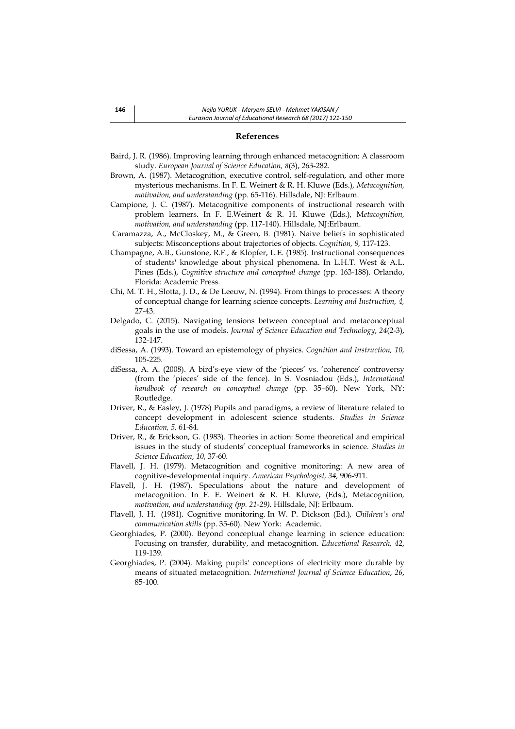## References

Baird, J. R. (1986). Improving learning through enhanced metacognition: A classroom study. *European Journal of Science Education, 8*(3), 263-282.

Brown, A. (1987). Metacognition, executive control, self-regulation, and other more mysterious mechanisms. In F. E. Weinert & R. H. Kluwe (Eds.), *Metacognition, motivation, and understanding* (pp. 65-116). Hillsdale, NJ: Erlbaum.

Campione, J. C. (1987). Metacognitive components of instructional research with problem learners. In F. E.Weinert & R. H. Kluwe (Eds.), M*etacognition, motivation, and understanding* (pp. 117-140). Hillsdale, NJ:Erlbaum.

Caramazza, A., McCloskey, M., & Green, B. (1981). Naive beliefs in sophisticated subjects: Misconceptions about trajectories of objects. *Cognition, 9,* 117-123.

Champagne, A.B., Gunstone, R.F., & Klopfer, L.E. (1985). Instructional consequences of students' knowledge about physical phenomena. In L.H.T. West & A.L. Pines (Eds.), *Cognitive structure and conceptual change* (pp. 163-188). Orlando, Florida: Academic Press.

Chi, M. T. H., Slotta, J. D., & De Leeuw, N. (1994). From things to processes: A theory of conceptual change for learning science concepts. *Learning and Instruction, 4,* 27-43.

Delgado, C. (2015). Navigating tensions between conceptual and metaconceptual goals in the use of models. *Journal of Science Education and Technology*, *24*(2-3), 132-147.

diSessa, A. (1993). Toward an epistemology of physics. *Cognition and Instruction, 10,* 105-225.

diSessa, A. A. (2008). A bird's-eye view of the 'pieces' vs. 'coherence' controversy (from the 'pieces' side of the fence). In S. Vosniadou (Eds.), *International handbook of research on conceptual change* (pp. 35–60). New York, NY: Routledge.

Driver, R., & Easley, J. (1978) Pupils and paradigms, a review of literature related to concept development in adolescent science students. *Studies in Science Education, 5,* 61-84.

Driver, R., & Erickson, G. (1983). Theories in action: Some theoretical and empirical issues in the study of students' conceptual frameworks in science. *Studies in Science Education*, *10*, 37-60.

Flavell, J. H. (1979). Metacognition and cognitive monitoring: A new area of cognitive-developmental inquiry. *American Psychologist, 34,* 906-911.

Flavell, J. H. (1987). Speculations about the nature and development of metacognition. In F. E. Weinert & R. H. Kluwe, (Eds.), Metacognition*, motivation, and understanding (pp. 21-29).* Hillsdale, NJ: Erlbaum.

Flavell, J. H. (1981). Cognitive monitoring. In W. P. Dickson (Ed.)*, Children's oral communication skills* (pp. 35-60). New York: Academic.

Georghiades, P. (2000). Beyond conceptual change learning in science education: Focusing on transfer, durability, and metacognition. *Educational Research, 42*, 119-139.

Georghiades, P. (2004). Making pupils' conceptions of electricity more durable by means of situated metacognition. *International Journal of Science Education*, *26*, 85-100.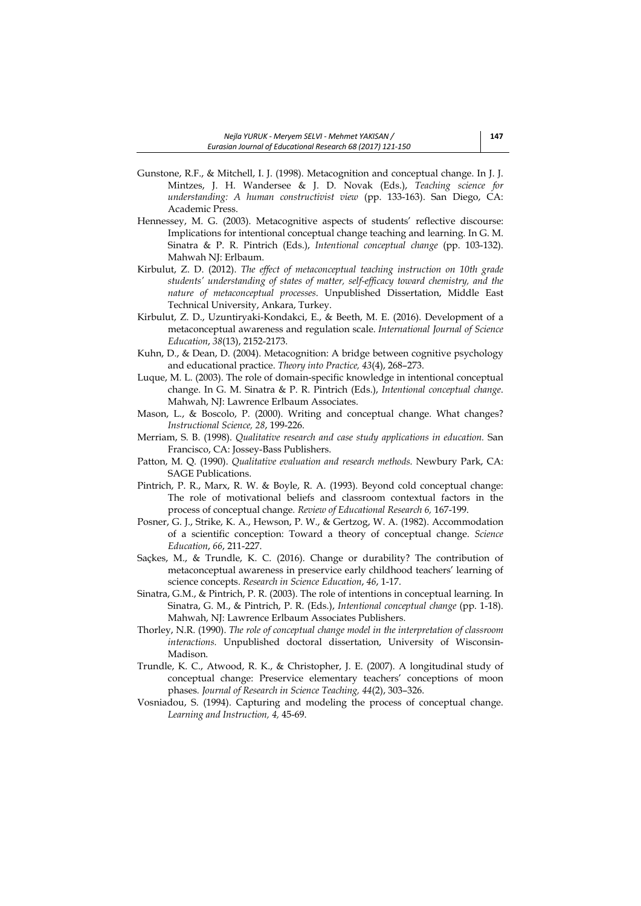Gunstone, R.F., & Mitchell, I. J. (1998). Metacognition and conceptual change. In J. J. Mintzes, J. H. Wandersee & J. D. Novak (Eds.), *Teaching science for understanding: A human constructivist view* (pp. 133-163). San Diego, CA: Academic Press.

Hennessey, M. G. (2003). Metacognitive aspects of students' reflective discourse: Implications for intentional conceptual change teaching and learning. In G. M. Sinatra & P. R. Pintrich (Eds.), *Intentional conceptual change* (pp. 103-132). Mahwah NJ: Erlbaum.

Kirbulut, Z. D. (2012). *The effect of metaconceptual teaching instruction on 10th grade students' understanding of states of matter, self-efficacy toward chemistry, and the nature of metaconceptual processes*. Unpublished Dissertation, Middle East Technical University, Ankara, Turkey.

Kirbulut, Z. D., Uzuntiryaki-Kondakci, E., & Beeth, M. E. (2016). Development of a metaconceptual awareness and regulation scale. *International Journal of Science Education*, *38*(13), 2152-2173.

Kuhn, D., & Dean, D. (2004). Metacognition: A bridge between cognitive psychology and educational practice. *Theory into Practice, 43*(4), 268–273.

Luque, M. L. (2003). The role of domain-specific knowledge in intentional conceptual change. In G. M. Sinatra & P. R. Pintrich (Eds.), *Intentional conceptual change*. Mahwah, NJ: Lawrence Erlbaum Associates.

Mason, L., & Boscolo, P. (2000). Writing and conceptual change. What changes? *Instructional Science, 28*, 199-226.

Merriam, S. B. (1998). *Qualitative research and case study applications in education.* San Francisco, CA: Jossey-Bass Publishers.

Patton, M. Q. (1990). *Qualitative evaluation and research methods.* Newbury Park, CA: SAGE Publications.

Pintrich, P. R., Marx, R. W. & Boyle, R. A. (1993). Beyond cold conceptual change: The role of motivational beliefs and classroom contextual factors in the process of conceptual change. *Review of Educational Research 6,* 167-199.

Posner, G. J., Strike, K. A., Hewson, P. W., & Gertzog, W. A. (1982). Accommodation of a scientific conception: Toward a theory of conceptual change. *Science Education*, *66*, 211-227.

Saçkes, M., & Trundle, K. C. (2016). Change or durability? The contribution of metaconceptual awareness in preservice early childhood teachers' learning of science concepts. *Research in Science Education*, *46*, 1-17.

Sinatra, G.M., & Pintrich, P. R. (2003). The role of intentions in conceptual learning. In Sinatra, G. M., & Pintrich, P. R. (Eds.), *Intentional conceptual change* (pp. 1-18). Mahwah, NJ: Lawrence Erlbaum Associates Publishers.

Thorley, N.R. (1990). *The role of conceptual change model in the interpretation of classroom interactions.* Unpublished doctoral dissertation, University of Wisconsin-Madison.

Trundle, K. C., Atwood, R. K., & Christopher, J. E. (2007). A longitudinal study of conceptual change: Preservice elementary teachers' conceptions of moon phases. *Journal of Research in Science Teaching, 44*(2), 303–326.

Vosniadou, S. (1994). Capturing and modeling the process of conceptual change. *Learning and Instruction, 4,* 45-69.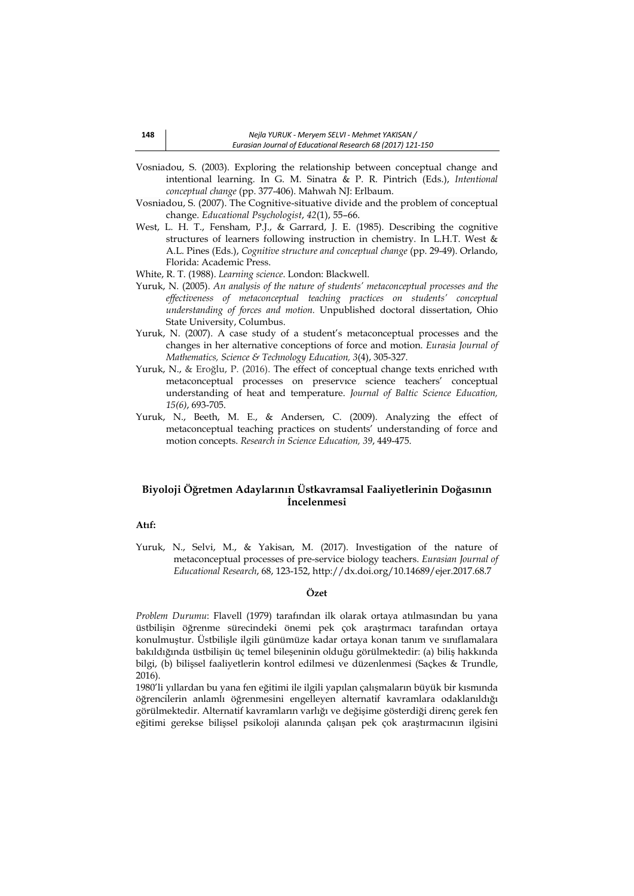Vosniadou, S. (2003). Exploring the relationship between conceptual change and intentional learning. In G. M. Sinatra & P. R. Pintrich (Eds.), *Intentional conceptual change* (pp. 377-406). Mahwah NJ: Erlbaum.

Vosniadou, S. (2007). The Cognitive-situative divide and the problem of conceptual change. *Educational Psychologist*, *42*(1), 55–66.

West, L. H. T., Fensham, P.J., & Garrard, J. E. (1985). Describing the cognitive structures of learners following instruction in chemistry. In L.H.T. West & A.L. Pines (Eds.), *Cognitive structure and conceptual change* (pp. 29-49). Orlando, Florida: Academic Press.

White, R. T. (1988). *Learning science*. London: Blackwell.

Yuruk, N. (2005). *An analysis of the nature of students' metaconceptual processes and the effectiveness of metaconceptual teaching practices on students' conceptual understanding of forces and motion.* Unpublished doctoral dissertation, Ohio State University, Columbus.

Yuruk, N. (2007). A case study of a student's metaconceptual processes and the changes in her alternative conceptions of force and motion. *Eurasia Journal of Mathematics, Science & Technology Education, 3*(4), 305-327.

Yuruk, N., & Eroğlu, P. (2016). The effect of conceptual change texts enriched wıth metaconceptual processes on preservıce science teachers' conceptual understanding of heat and temperature. *Journal of Baltic Science Education, 15(6)*, 693-705.

Yuruk, N., Beeth, M. E., & Andersen, C. (2009). Analyzing the effect of metaconceptual teaching practices on students' understanding of force and motion concepts. *Research in Science Education, 39*, 449-475.

## Biyoloji Öğretmen Adaylarının Üstkavramsal Faaliyetlerinin Doğasının İncelenmesi

**Atıf:**

Yuruk, N., Selvi, M., & Yakisan, M. (2017). Investigation of the nature of metaconceptual processes of pre-service biology teachers. *Eurasian Journal of Educational Research*, 68, 123-152, http://dx.doi.org/10.14689/ejer.2017.68.7

**Özet**

*Problem Durumu*: Flavell (1979) tarafından ilk olarak ortaya atılmasından bu yana üstbilişin öğrenme sürecindeki önemi pek çok araştırmacı tarafından ortaya konulmuştur. Üstbilişle ilgili günümüze kadar ortaya konan tanım ve sınıflamalara bakıldığında üstbilişin üç temel bileşeninin olduğu görülmektedir: (a) biliş hakkında bilgi, (b) bilişsel faaliyetlerin kontrol edilmesi ve düzenlenmesi (Saçkes & Trundle, 2016).

1980'li yıllardan bu yana fen eğitimi ile ilgili yapılan çalışmaların büyük bir kısmında öğrencilerin anlamlı öğrenmesini engelleyen alternatif kavramlara odaklanıldığı görülmektedir. Alternatif kavramların varlığı ve değişime gösterdiği direnç gerek fen eğitimi gerekse bilişsel psikoloji alanında çalışan pek çok araştırmacının ilgisini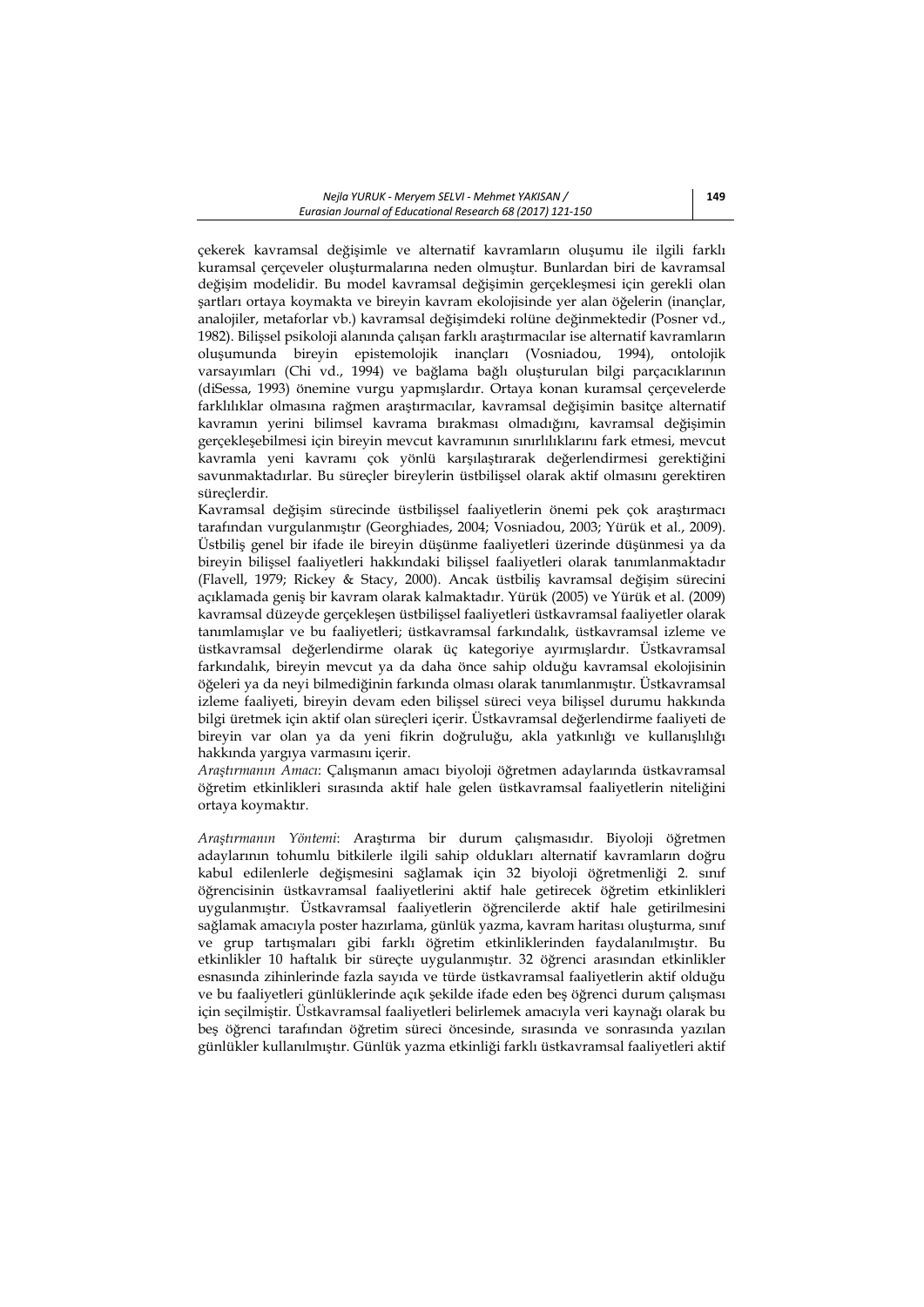çekerek kavramsal değişimle ve alternatif kavramların oluşumu ile ilgili farklı kuramsal çerçeveler oluşturmalarına neden olmuştur. Bunlardan biri de kavramsal değişim modelidir. Bu model kavramsal değişimin gerçekleşmesi için gerekli olan şartları ortaya koymakta ve bireyin kavram ekolojisinde yer alan öğelerin (inançlar, analojiler, metaforlar vb.) kavramsal değişimdeki rolüne değinmektedir (Posner vd., 1982). Bilişsel psikoloji alanında çalışan farklı araştırmacılar ise alternatif kavramların oluşumunda bireyin epistemolojik inançları (Vosniadou, 1994), ontolojik varsayımları (Chi vd., 1994) ve bağlama bağlı oluşturulan bilgi parçacıklarının (diSessa, 1993) önemine vurgu yapmışlardır. Ortaya konan kuramsal çerçevelerde farklılıklar olmasına rağmen araştırmacılar, kavramsal değişimin basitçe alternatif kavramın yerini bilimsel kavrama bırakması olmadığını, kavramsal değişimin gerçekleşebilmesi için bireyin mevcut kavramının sınırlılıklarını fark etmesi, mevcut kavramla yeni kavramı çok yönlü karşılaştırarak değerlendirmesi gerektiğini savunmaktadırlar. Bu süreçler bireylerin üstbilişsel olarak aktif olmasını gerektiren süreçlerdir.

Kavramsal değişim sürecinde üstbilişsel faaliyetlerin önemi pek çok araştırmacı tarafından vurgulanmıştır (Georghiades, 2004; Vosniadou, 2003; Yürük et al., 2009). Üstbiliş genel bir ifade ile bireyin düşünme faaliyetleri üzerinde düşünmesi ya da bireyin bilişsel faaliyetleri hakkındaki bilişsel faaliyetleri olarak tanımlanmaktadır (Flavell, 1979; Rickey & Stacy, 2000). Ancak üstbiliş kavramsal değişim sürecini açıklamada geniş bir kavram olarak kalmaktadır. Yürük (2005) ve Yürük et al. (2009) kavramsal düzeyde gerçekleşen üstbilişsel faaliyetleri üstkavramsal faaliyetler olarak tanımlamışlar ve bu faaliyetleri; üstkavramsal farkındalık, üstkavramsal izleme ve üstkavramsal değerlendirme olarak üç kategoriye ayırmışlardır. Üstkavramsal farkındalık, bireyin mevcut ya da daha önce sahip olduğu kavramsal ekolojisinin öğeleri ya da neyi bilmediğinin farkında olması olarak tanımlanmıştır. Üstkavramsal izleme faaliyeti, bireyin devam eden bilişsel süreci veya bilişsel durumu hakkında bilgi üretmek için aktif olan süreçleri içerir. Üstkavramsal değerlendirme faaliyeti de bireyin var olan ya da yeni fikrin doğruluğu, akla yatkınlığı ve kullanışlılığı hakkında yargıya varmasını içerir.

*Araştırmanın Amacı*: Çalışmanın amacı biyoloji öğretmen adaylarında üstkavramsal öğretim etkinlikleri sırasında aktif hale gelen üstkavramsal faaliyetlerin niteliğini ortaya koymaktır.

*Araştırmanın Yöntemi*: Araştırma bir durum çalışmasıdır. Biyoloji öğretmen adaylarının tohumlu bitkilerle ilgili sahip oldukları alternatif kavramların doğru kabul edilenlerle değişmesini sağlamak için 32 biyoloji öğretmenliği 2. sınıf öğrencisinin üstkavramsal faaliyetlerini aktif hale getirecek öğretim etkinlikleri uygulanmıştır. Üstkavramsal faaliyetlerin öğrencilerde aktif hale getirilmesini sağlamak amacıyla poster hazırlama, günlük yazma, kavram haritası oluşturma, sınıf ve grup tartışmaları gibi farklı öğretim etkinliklerinden faydalanılmıştır. Bu etkinlikler 10 haftalık bir süreçte uygulanmıştır. 32 öğrenci arasından etkinlikler esnasında zihinlerinde fazla sayıda ve türde üstkavramsal faaliyetlerin aktif olduğu ve bu faaliyetleri günlüklerinde açık şekilde ifade eden beş öğrenci durum çalışması için seçilmiştir. Üstkavramsal faaliyetleri belirlemek amacıyla veri kaynağı olarak bu beş öğrenci tarafından öğretim süreci öncesinde, sırasında ve sonrasında yazılan günlükler kullanılmıştır. Günlük yazma etkinliği farklı üstkavramsal faaliyetleri aktif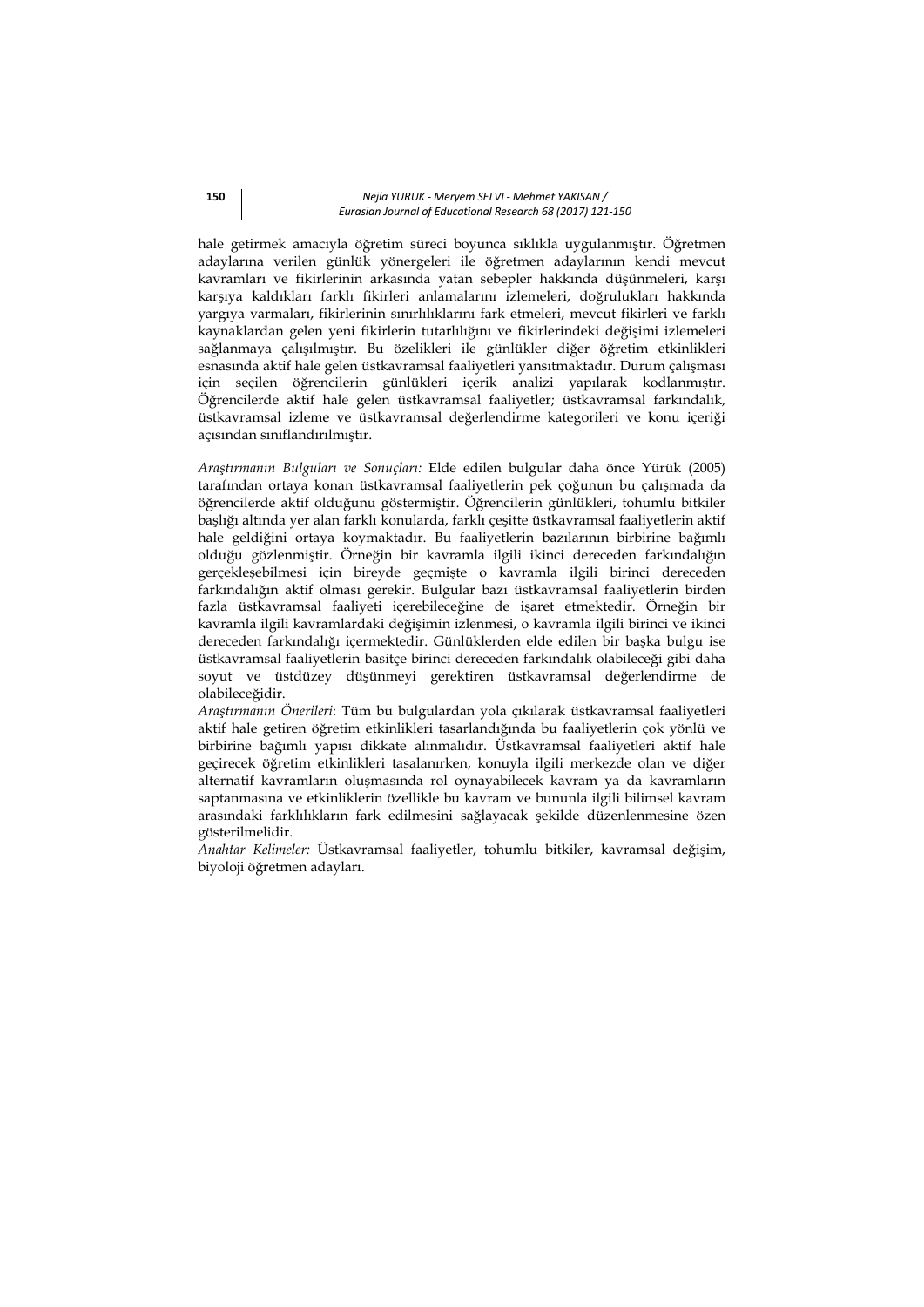hale getirmek amacıyla öğretim süreci boyunca sıklıkla uygulanmıştır. Öğretmen adaylarına verilen günlük yönergeleri ile öğretmen adaylarının kendi mevcut kavramları ve fikirlerinin arkasında yatan sebepler hakkında düşünmeleri, karşı karşıya kaldıkları farklı fikirleri anlamalarını izlemeleri, doğrulukları hakkında yargıya varmaları, fikirlerinin sınırlılıklarını fark etmeleri, mevcut fikirleri ve farklı kaynaklardan gelen yeni fikirlerin tutarlılığını ve fikirlerindeki değişimi izlemeleri sağlanmaya çalışılmıştır. Bu özelikleri ile günlükler diğer öğretim etkinlikleri esnasında aktif hale gelen üstkavramsal faaliyetleri yansıtmaktadır. Durum çalışması için seçilen öğrencilerin günlükleri içerik analizi yapılarak kodlanmıştır. Öğrencilerde aktif hale gelen üstkavramsal faaliyetler; üstkavramsal farkındalık, üstkavramsal izleme ve üstkavramsal değerlendirme kategorileri ve konu içeriği açısından sınıflandırılmıştır.

*Araştırmanın Bulguları ve Sonuçları:* Elde edilen bulgular daha önce Yürük (2005) tarafından ortaya konan üstkavramsal faaliyetlerin pek çoğunun bu çalışmada da öğrencilerde aktif olduğunu göstermiştir. Öğrencilerin günlükleri, tohumlu bitkiler başlığı altında yer alan farklı konularda, farklı çeşitte üstkavramsal faaliyetlerin aktif hale geldiğini ortaya koymaktadır. Bu faaliyetlerin bazılarının birbirine bağımlı olduğu gözlenmiştir. Örneğin bir kavramla ilgili ikinci dereceden farkındalığın gerçekleşebilmesi için bireyde geçmişte o kavramla ilgili birinci dereceden farkındalığın aktif olması gerekir. Bulgular bazı üstkavramsal faaliyetlerin birden fazla üstkavramsal faaliyeti içerebileceğine de işaret etmektedir. Örneğin bir kavramla ilgili kavramlardaki değişimin izlenmesi, o kavramla ilgili birinci ve ikinci dereceden farkındalığı içermektedir. Günlüklerden elde edilen bir başka bulgu ise üstkavramsal faaliyetlerin basitçe birinci dereceden farkındalık olabileceği gibi daha soyut ve üstdüzey düşünmeyi gerektiren üstkavramsal değerlendirme de olabileceğidir.

*Araştırmanın Önerileri*: Tüm bu bulgulardan yola çıkılarak üstkavramsal faaliyetleri aktif hale getiren öğretim etkinlikleri tasarlandığında bu faaliyetlerin çok yönlü ve birbirine bağımlı yapısı dikkate alınmalıdır. Üstkavramsal faaliyetleri aktif hale geçirecek öğretim etkinlikleri tasalanırken, konuyla ilgili merkezde olan ve diğer alternatif kavramların oluşmasında rol oynayabilecek kavram ya da kavramların saptanmasına ve etkinliklerin özellikle bu kavram ve bununla ilgili bilimsel kavram arasındaki farklılıkların fark edilmesini sağlayacak şekilde düzenlenmesine özen gösterilmelidir.

*Anahtar Kelimeler:* Üstkavramsal faaliyetler, tohumlu bitkiler, kavramsal değişim, biyoloji öğretmen adayları.